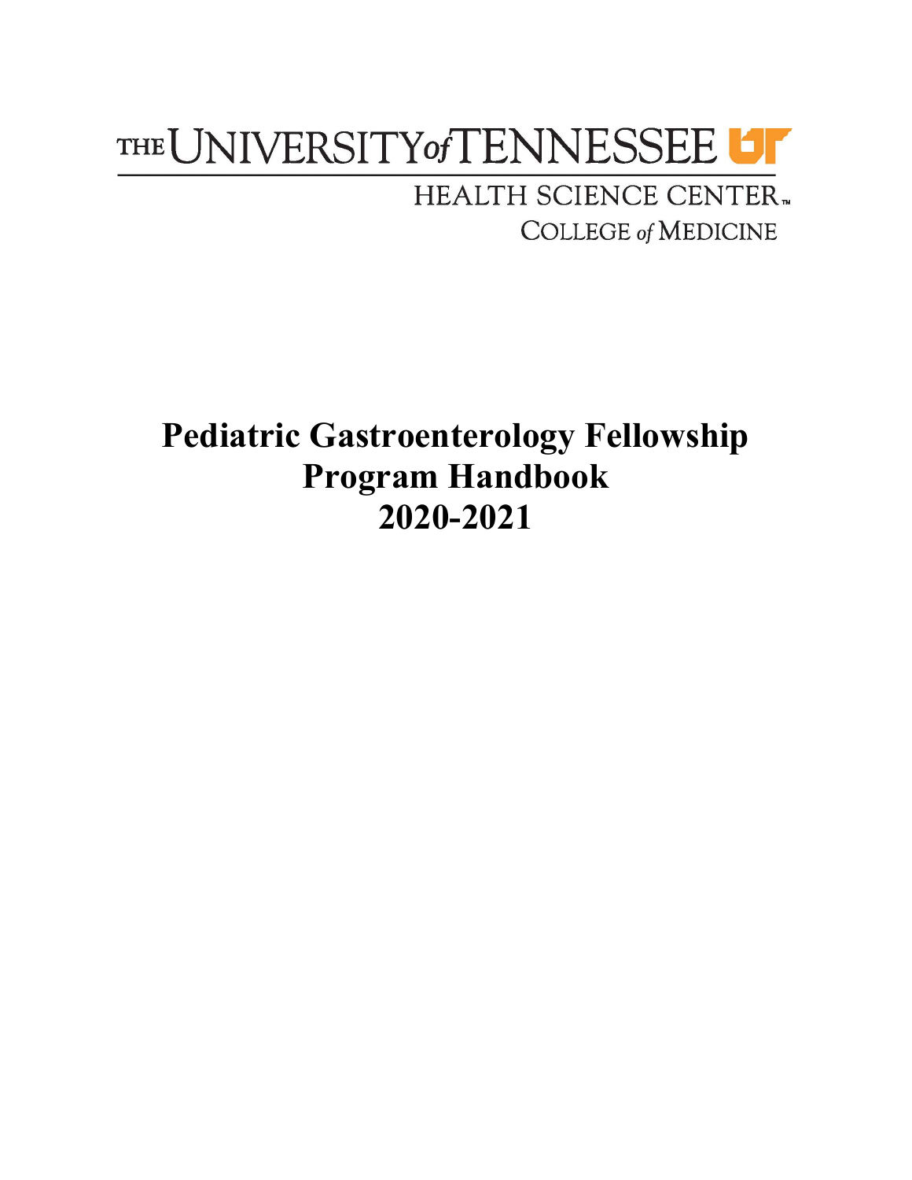THE UNIVERSITY of TENNESSEE

HEALTH SCIENCE CENTER

COLLEGE of MEDICINE

# Pediatric Gastroenterology Fellowship Program Handbook 2020-2021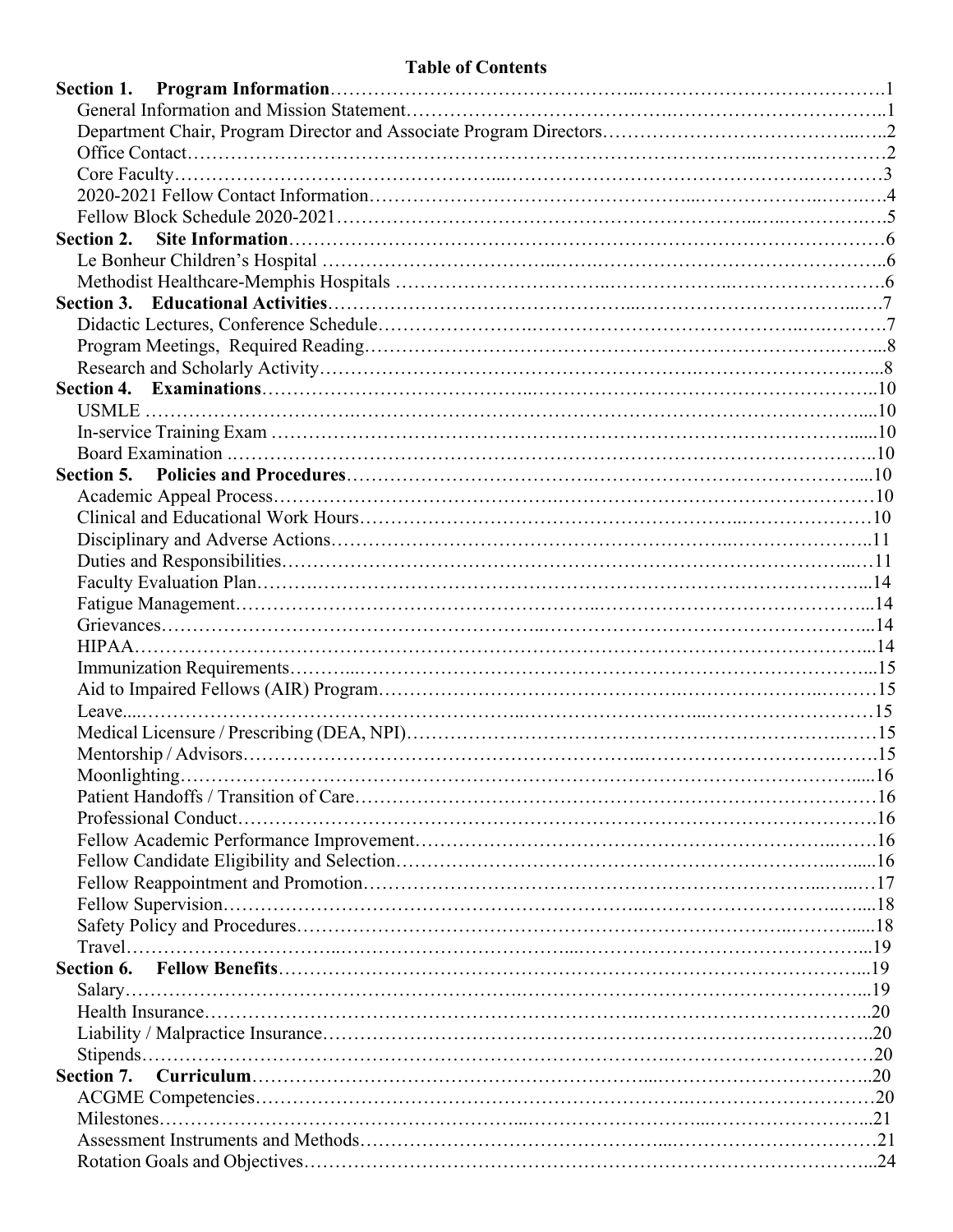# Table of Contents

**Section 1. Program Information**……………………………………………………………………………1

- General Information and Mission Statement……………………………………………………………1
- Department Chair, Program Director and Associate Program Directors…………………………………2
- Office Contact……………………………………………………………………………………………2
- Core Faculty………………………………………………………………………………………………3
- 2020-2021 Fellow Contact Information…………………………………………………………………4
- Fellow Block Schedule 2020-2021………………………………………………………………………5

**Section 2. Site Information**…………………………………………………………………………………6

- Le Bonheur Children's Hospital …………………………………………………………………………6
- Methodist Healthcare-Memphis Hospitals ………………………………………………………………6

**Section 3. Educational Activities**……………………………………………………………………………7

- Didactic Lectures, Conference Schedule…………………………………………………………………7
- Program Meetings, Required Reading……………………………………………………………………8
- Research and Scholarly Activity…………………………………………………………………………8

**Section 4. Examinations**……………………………………………………………………………………10

- USMLE ……………………………………………………………………………………………………10
- In-service Training Exam …………………………………………………………………………………10
- Board Examination ………………………………………………………………………………………10

**Section 5. Policies and Procedures**…………………………………………………………………………10

- Academic Appeal Process…………………………………………………………………………………10
- Clinical and Educational Work Hours……………………………………………………………………10
- Disciplinary and Adverse Actions…………………………………………………………………………11
- Duties and Responsibilities………………………………………………………………………………11
- Faculty Evaluation Plan……………………………………………………………………………………14
- Fatigue Management………………………………………………………………………………………14
- Grievances…………………………………………………………………………………………………14
- HIPAA………………………………………………………………………………………………………14
- Immunization Requirements………………………………………………………………………………15
- Aid to Impaired Fellows (AIR) Program…………………………………………………………………15
- Leave………………………………………………………………………………………………………15
- Medical Licensure / Prescribing (DEA, NPI)……………………………………………………………15
- Mentorship / Advisors……………………………………………………………………………………15
- Moonlighting………………………………………………………………………………………………16
- Patient Handoffs / Transition of Care……………………………………………………………………16
- Professional Conduct………………………………………………………………………………………16
- Fellow Academic Performance Improvement……………………………………………………………16
- Fellow Candidate Eligibility and Selection………………………………………………………………16
- Fellow Reappointment and Promotion……………………………………………………………………17
- Fellow Supervision…………………………………………………………………………………………18
- Safety Policy and Procedures………………………………………………………………………………18
- Travel………………………………………………………………………………………………………19

**Section 6. Fellow Benefits**…………………………………………………………………………………19

- Salary………………………………………………………………………………………………………19
- Health Insurance……………………………………………………………………………………………20
- Liability / Malpractice Insurance…………………………………………………………………………20
- Stipends……………………………………………………………………………………………………20

**Section 7. Curriculum**………………………………………………………………………………………20

- ACGME Competencies……………………………………………………………………………………20
- Milestones…………………………………………………………………………………………………21
- Assessment Instruments and Methods……………………………………………………………………21
- Rotation Goals and Objectives……………………………………………………………………………24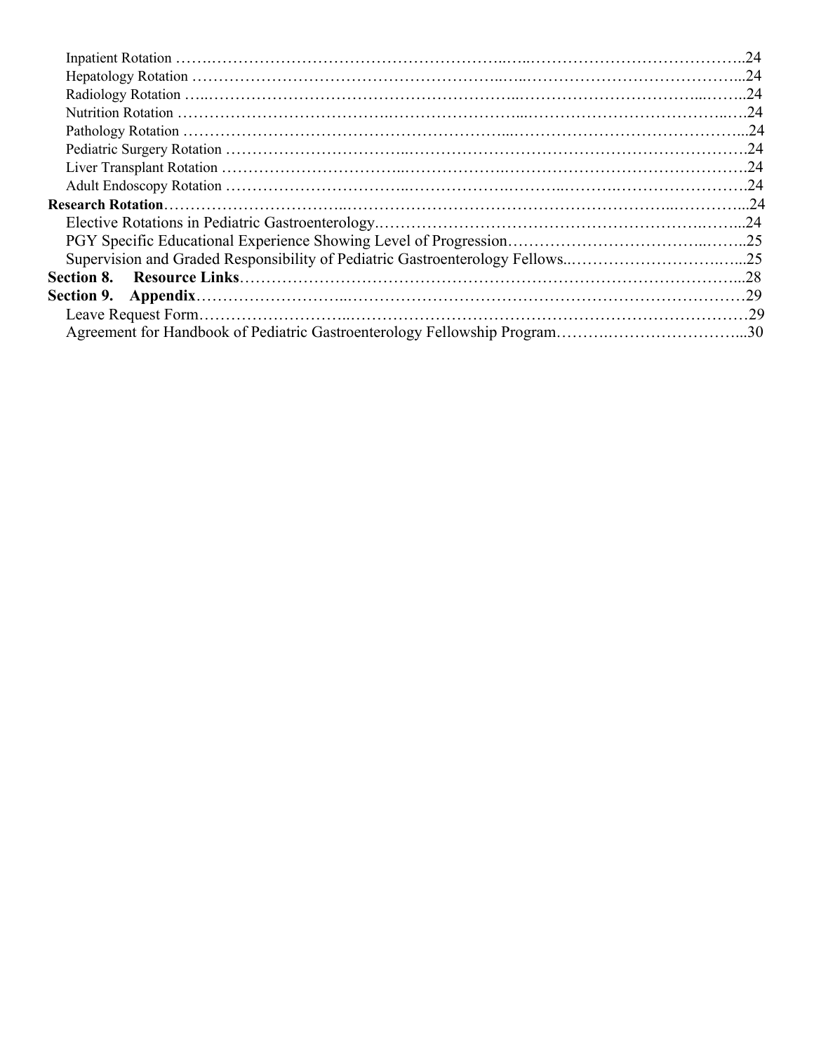Inpatient Rotation ……………………………………………………………………………………………24
Hepatology Rotation ……………………………………………………………………………………………24
Radiology Rotation ……………………………………………………………………………………………24
Nutrition Rotation ……………………………………………………………………………………………24
Pathology Rotation ……………………………………………………………………………………………24
Pediatric Surgery Rotation ……………………………………………………………………………………24
Liver Transplant Rotation ……………………………………………………………………………………24
Adult Endoscopy Rotation ……………………………………………………………………………………24

**Research Rotation**……………………………………………………………………………………………24

Elective Rotations in Pediatric Gastroenterology……………………………………………………………24
PGY Specific Educational Experience Showing Level of Progression……………………………………25
Supervision and Graded Responsibility of Pediatric Gastroenterology Fellows……………………………25

**Section 8. Resource Links**……………………………………………………………………………………28

**Section 9. Appendix**……………………………………………………………………………………………29

Leave Request Form……………………………………………………………………………………………29
Agreement for Handbook of Pediatric Gastroenterology Fellowship Program……………………………30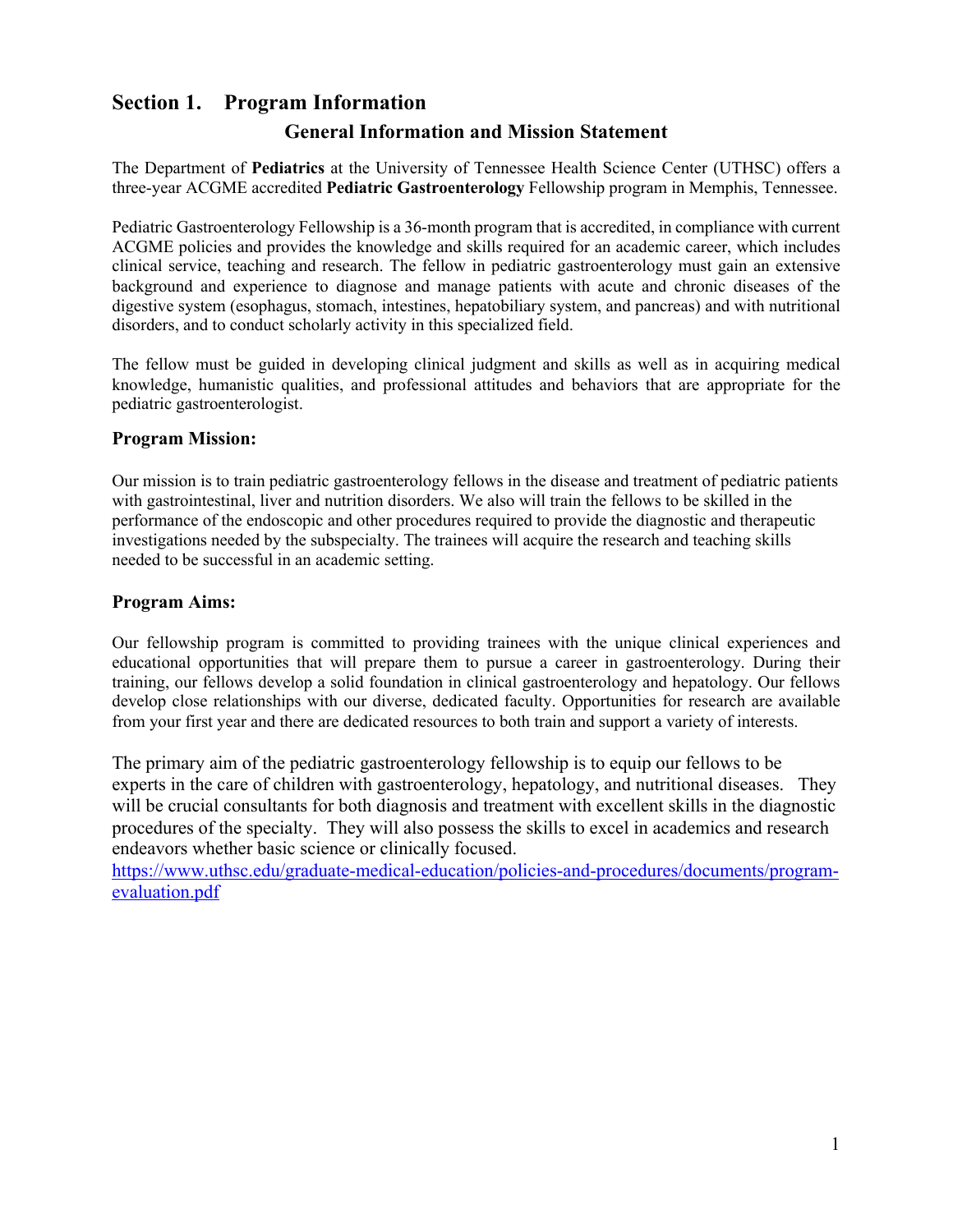# Section 1. Program Information

## General Information and Mission Statement

The Department of **Pediatrics** at the University of Tennessee Health Science Center (UTHSC) offers a three-year ACGME accredited **Pediatric Gastroenterology** Fellowship program in Memphis, Tennessee.

Pediatric Gastroenterology Fellowship is a 36-month program that is accredited, in compliance with current ACGME policies and provides the knowledge and skills required for an academic career, which includes clinical service, teaching and research. The fellow in pediatric gastroenterology must gain an extensive background and experience to diagnose and manage patients with acute and chronic diseases of the digestive system (esophagus, stomach, intestines, hepatobiliary system, and pancreas) and with nutritional disorders, and to conduct scholarly activity in this specialized field.

The fellow must be guided in developing clinical judgment and skills as well as in acquiring medical knowledge, humanistic qualities, and professional attitudes and behaviors that are appropriate for the pediatric gastroenterologist.

### Program Mission:

Our mission is to train pediatric gastroenterology fellows in the disease and treatment of pediatric patients with gastrointestinal, liver and nutrition disorders. We also will train the fellows to be skilled in the performance of the endoscopic and other procedures required to provide the diagnostic and therapeutic investigations needed by the subspecialty. The trainees will acquire the research and teaching skills needed to be successful in an academic setting.

### Program Aims:

Our fellowship program is committed to providing trainees with the unique clinical experiences and educational opportunities that will prepare them to pursue a career in gastroenterology. During their training, our fellows develop a solid foundation in clinical gastroenterology and hepatology. Our fellows develop close relationships with our diverse, dedicated faculty. Opportunities for research are available from your first year and there are dedicated resources to both train and support a variety of interests.

The primary aim of the pediatric gastroenterology fellowship is to equip our fellows to be experts in the care of children with gastroenterology, hepatology, and nutritional diseases. They will be crucial consultants for both diagnosis and treatment with excellent skills in the diagnostic procedures of the specialty. They will also possess the skills to excel in academics and research endeavors whether basic science or clinically focused.
https://www.uthsc.edu/graduate-medical-education/policies-and-procedures/documents/program-evaluation.pdf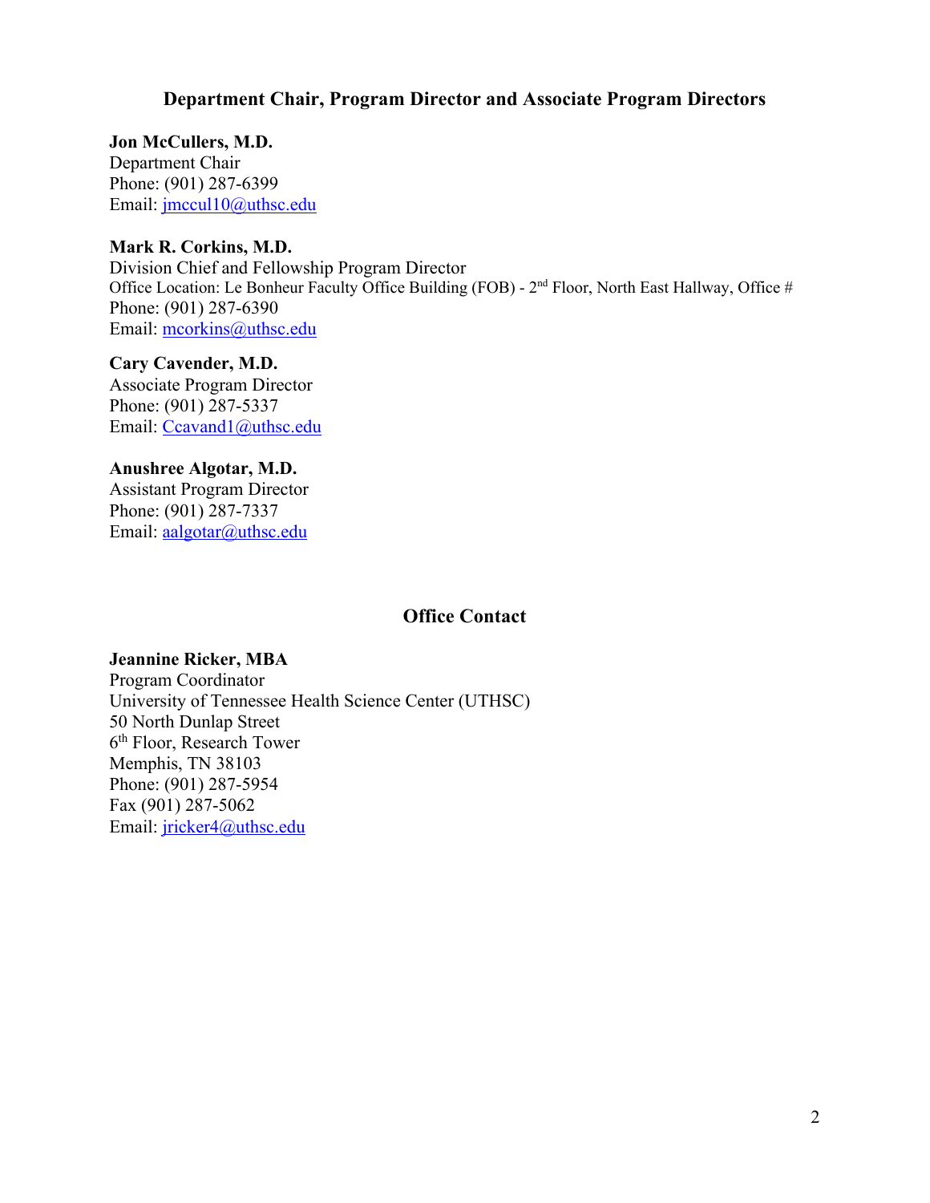## Department Chair, Program Director and Associate Program Directors

**Jon McCullers, M.D.**
Department Chair
Phone: (901) 287-6399
Email: jmccul10@uthsc.edu

**Mark R. Corkins, M.D.**
Division Chief and Fellowship Program Director
Office Location: Le Bonheur Faculty Office Building (FOB) - 2nd Floor, North East Hallway, Office #
Phone: (901) 287-6390
Email: mcorkins@uthsc.edu

**Cary Cavender, M.D.**
Associate Program Director
Phone: (901) 287-5337
Email: Ccavand1@uthsc.edu

**Anushree Algotar, M.D.**
Assistant Program Director
Phone: (901) 287-7337
Email: aalgotar@uthsc.edu

## Office Contact

**Jeannine Ricker, MBA**
Program Coordinator
University of Tennessee Health Science Center (UTHSC)
50 North Dunlap Street
6th Floor, Research Tower
Memphis, TN 38103
Phone: (901) 287-5954
Fax (901) 287-5062
Email: jricker4@uthsc.edu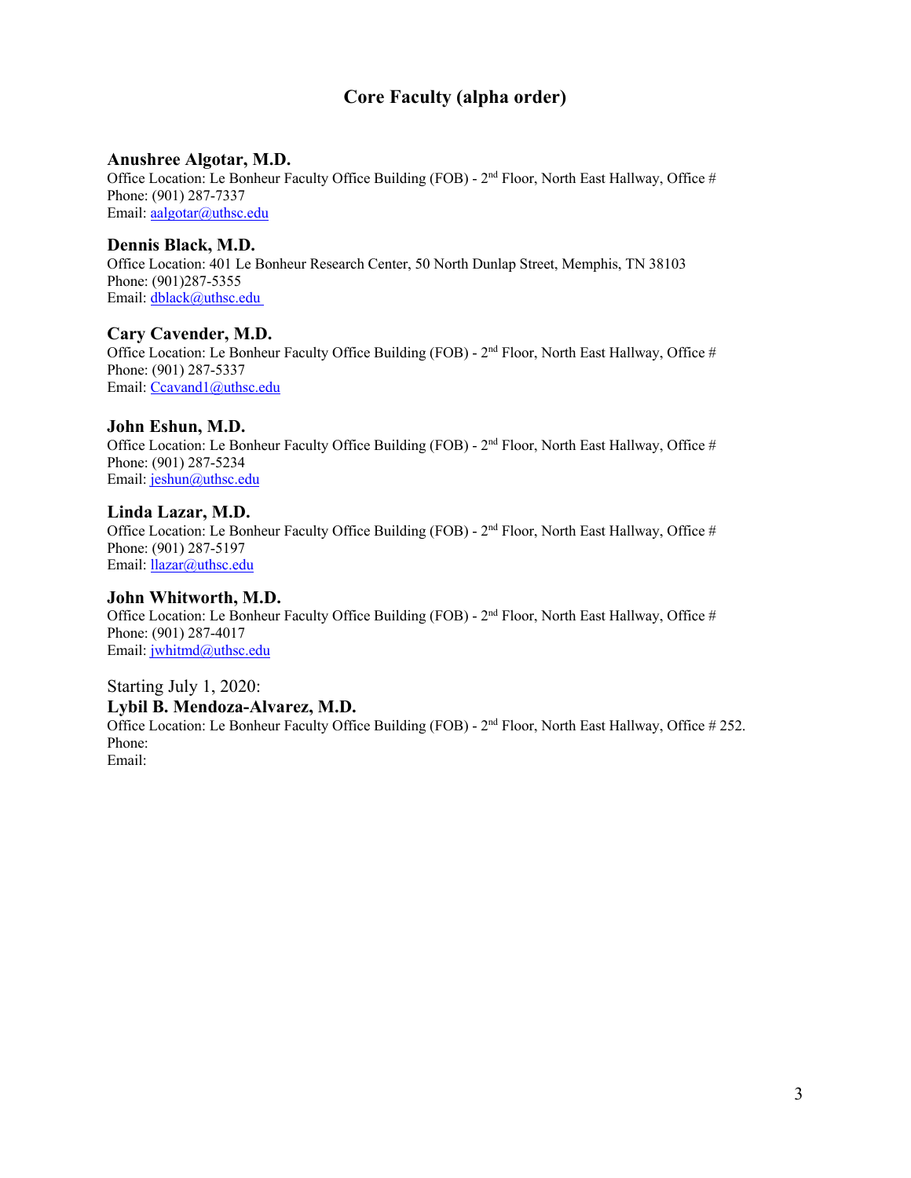## Core Faculty (alpha order)

**Anushree Algotar, M.D.**
Office Location: Le Bonheur Faculty Office Building (FOB) - 2nd Floor, North East Hallway, Office #
Phone: (901) 287-7337
Email: aalgotar@uthsc.edu

**Dennis Black, M.D.**
Office Location: 401 Le Bonheur Research Center, 50 North Dunlap Street, Memphis, TN 38103
Phone: (901)287-5355
Email: dblack@uthsc.edu

**Cary Cavender, M.D.**
Office Location: Le Bonheur Faculty Office Building (FOB) - 2nd Floor, North East Hallway, Office #
Phone: (901) 287-5337
Email: Ccavand1@uthsc.edu

**John Eshun, M.D.**
Office Location: Le Bonheur Faculty Office Building (FOB) - 2nd Floor, North East Hallway, Office #
Phone: (901) 287-5234
Email: jeshun@uthsc.edu

**Linda Lazar, M.D.**
Office Location: Le Bonheur Faculty Office Building (FOB) - 2nd Floor, North East Hallway, Office #
Phone: (901) 287-5197
Email: llazar@uthsc.edu

**John Whitworth, M.D.**
Office Location: Le Bonheur Faculty Office Building (FOB) - 2nd Floor, North East Hallway, Office #
Phone: (901) 287-4017
Email: jwhitmd@uthsc.edu

Starting July 1, 2020:
**Lybil B. Mendoza-Alvarez, M.D.**
Office Location: Le Bonheur Faculty Office Building (FOB) - 2nd Floor, North East Hallway, Office # 252.
Phone:
Email: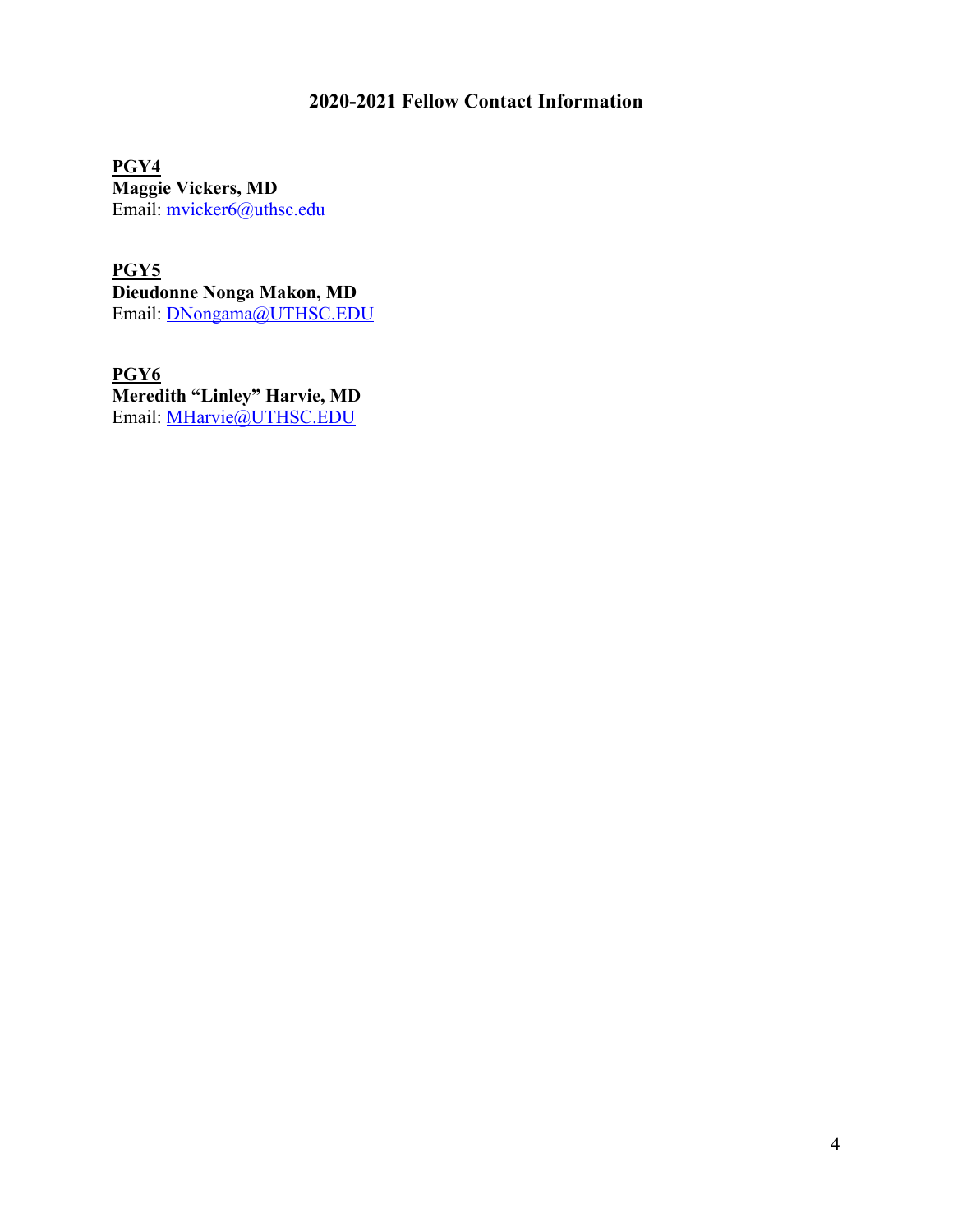## 2020-2021 Fellow Contact Information

**PGY4**
**Maggie Vickers, MD**
Email: mvicker6@uthsc.edu

**PGY5**
**Dieudonne Nonga Makon, MD**
Email: DNongama@UTHSC.EDU

**PGY6**
**Meredith "Linley" Harvie, MD**
Email: MHarvie@UTHSC.EDU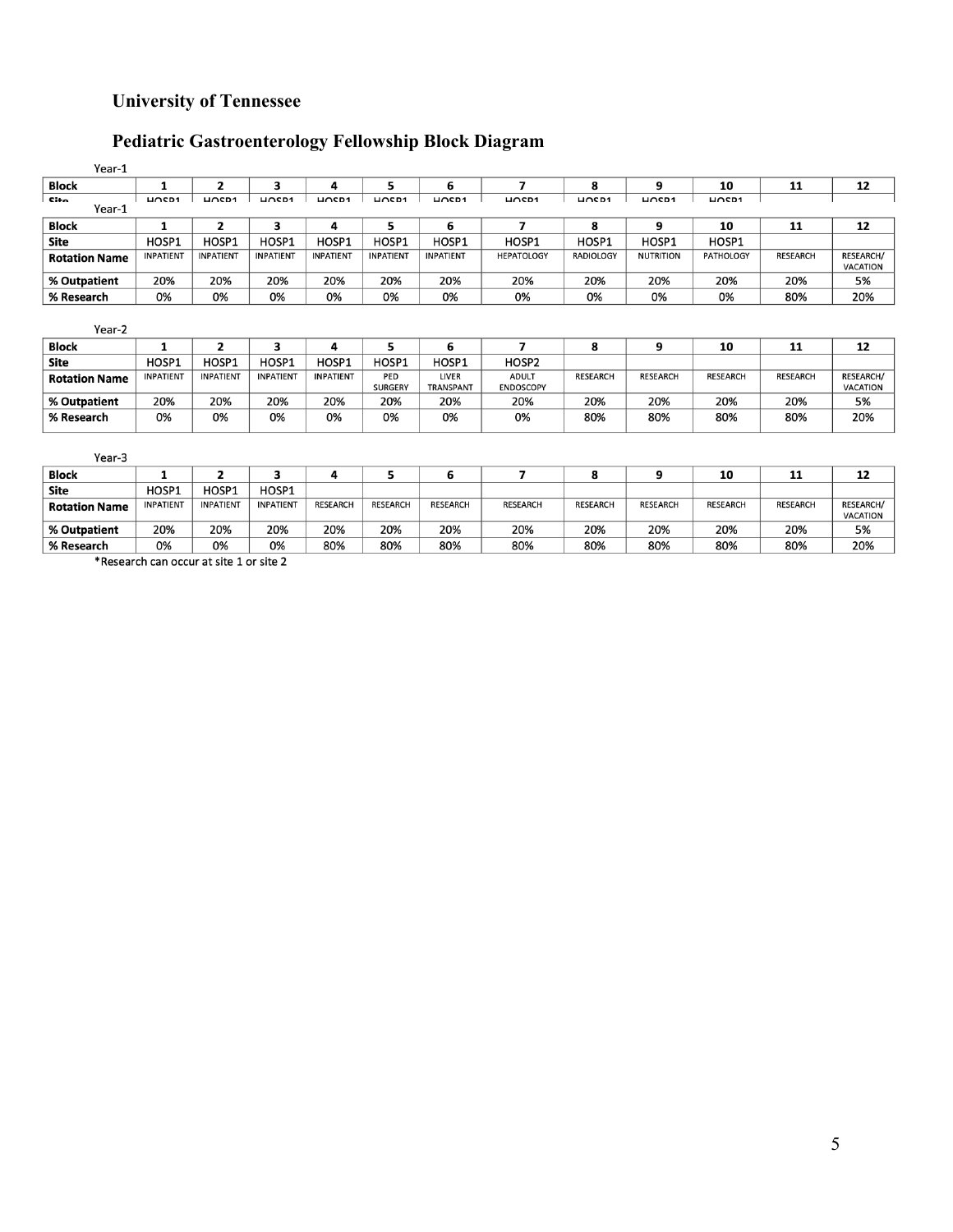## University of Tennessee

## Pediatric Gastroenterology Fellowship Block Diagram

Year-1

| Block | 1 | 2 | 3 | 4 | 5 | 6 | 7 | 8 | 9 | 10 | 11 | 12 |
|---|---|---|---|---|---|---|---|---|---|---|---|---|
| Site | HOSP1 | HOSP1 | HOSP1 | HOSP1 | HOSP1 | HOSP1 | HOSP1 | HOSP1 | HOSP1 | HOSP1 | | |
| Rotation Name | INPATIENT | INPATIENT | INPATIENT | INPATIENT | INPATIENT | INPATIENT | HEPATOLOGY | RADIOLOGY | NUTRITION | PATHOLOGY | RESEARCH | RESEARCH/ VACATION |
| % Outpatient | 20% | 20% | 20% | 20% | 20% | 20% | 20% | 20% | 20% | 20% | 20% | 5% |
| % Research | 0% | 0% | 0% | 0% | 0% | 0% | 0% | 0% | 0% | 0% | 80% | 20% |

Year-2

| Block | 1 | 2 | 3 | 4 | 5 | 6 | 7 | 8 | 9 | 10 | 11 | 12 |
|---|---|---|---|---|---|---|---|---|---|---|---|---|
| Site | HOSP1 | HOSP1 | HOSP1 | HOSP1 | HOSP1 | HOSP1 | HOSP2 | | | | | |
| Rotation Name | INPATIENT | INPATIENT | INPATIENT | INPATIENT | PED SURGERY | LIVER TRANSPANT | ADULT ENDOSCOPY | RESEARCH | RESEARCH | RESEARCH | RESEARCH | RESEARCH/ VACATION |
| % Outpatient | 20% | 20% | 20% | 20% | 20% | 20% | 20% | 20% | 20% | 20% | 20% | 5% |
| % Research | 0% | 0% | 0% | 0% | 0% | 0% | 0% | 80% | 80% | 80% | 80% | 20% |

Year-3

| Block | 1 | 2 | 3 | 4 | 5 | 6 | 7 | 8 | 9 | 10 | 11 | 12 |
|---|---|---|---|---|---|---|---|---|---|---|---|---|
| Site | HOSP1 | HOSP1 | HOSP1 | | | | | | | | | |
| Rotation Name | INPATIENT | INPATIENT | INPATIENT | RESEARCH | RESEARCH | RESEARCH | RESEARCH | RESEARCH | RESEARCH | RESEARCH | RESEARCH | RESEARCH/ VACATION |
| % Outpatient | 20% | 20% | 20% | 20% | 20% | 20% | 20% | 20% | 20% | 20% | 20% | 5% |
| % Research | 0% | 0% | 0% | 80% | 80% | 80% | 80% | 80% | 80% | 80% | 80% | 20% |

*Research can occur at site 1 or site 2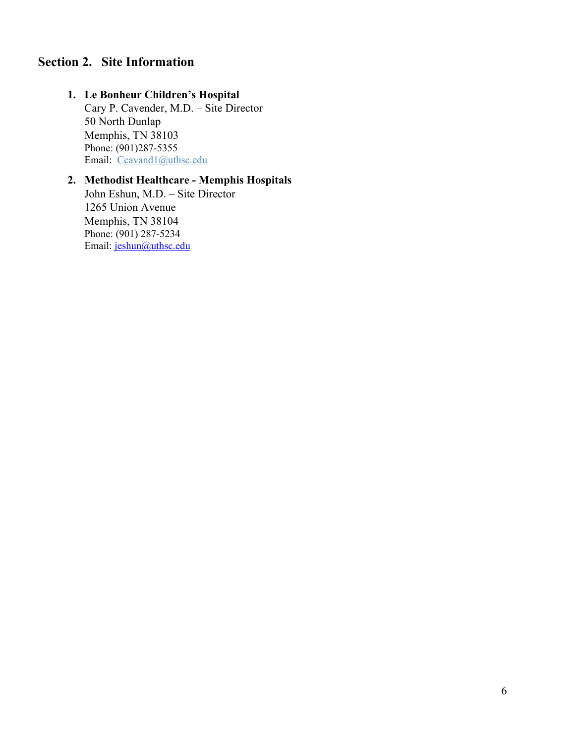## Section 2. Site Information

1. **Le Bonheur Children's Hospital**
   Cary P. Cavender, M.D. – Site Director
   50 North Dunlap
   Memphis, TN 38103
   Phone: (901)287-5355
   Email: Ccavand1@uthsc.edu

2. **Methodist Healthcare - Memphis Hospitals**
   John Eshun, M.D. – Site Director
   1265 Union Avenue
   Memphis, TN 38104
   Phone: (901) 287-5234
   Email: jeshun@uthsc.edu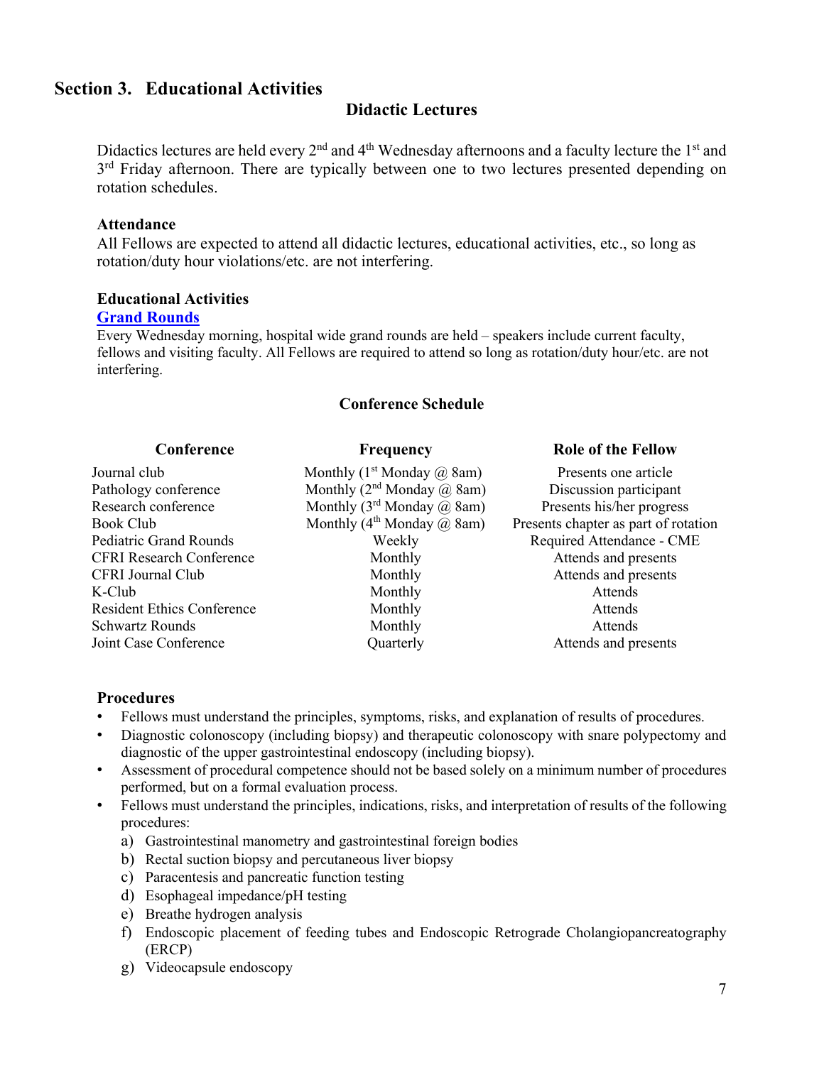## Section 3. Educational Activities

### Didactic Lectures

Didactics lectures are held every 2nd and 4th Wednesday afternoons and a faculty lecture the 1st and 3rd Friday afternoon. There are typically between one to two lectures presented depending on rotation schedules.

**Attendance**

All Fellows are expected to attend all didactic lectures, educational activities, etc., so long as rotation/duty hour violations/etc. are not interfering.

**Educational Activities**

**Grand Rounds**

Every Wednesday morning, hospital wide grand rounds are held – speakers include current faculty, fellows and visiting faculty. All Fellows are required to attend so long as rotation/duty hour/etc. are not interfering.

**Conference Schedule**

| Conference | Frequency | Role of the Fellow |
|---|---|---|
| Journal club | Monthly (1st Monday @ 8am) | Presents one article |
| Pathology conference | Monthly (2nd Monday @ 8am) | Discussion participant |
| Research conference | Monthly (3rd Monday @ 8am) | Presents his/her progress |
| Book Club | Monthly (4th Monday @ 8am) | Presents chapter as part of rotation |
| Pediatric Grand Rounds | Weekly | Required Attendance - CME |
| CFRI Research Conference | Monthly | Attends and presents |
| CFRI Journal Club | Monthly | Attends and presents |
| K-Club | Monthly | Attends |
| Resident Ethics Conference | Monthly | Attends |
| Schwartz Rounds | Monthly | Attends |
| Joint Case Conference | Quarterly | Attends and presents |

**Procedures**

- Fellows must understand the principles, symptoms, risks, and explanation of results of procedures.
- Diagnostic colonoscopy (including biopsy) and therapeutic colonoscopy with snare polypectomy and diagnostic of the upper gastrointestinal endoscopy (including biopsy).
- Assessment of procedural competence should not be based solely on a minimum number of procedures performed, but on a formal evaluation process.
- Fellows must understand the principles, indications, risks, and interpretation of results of the following procedures:
  a) Gastrointestinal manometry and gastrointestinal foreign bodies
  b) Rectal suction biopsy and percutaneous liver biopsy
  c) Paracentesis and pancreatic function testing
  d) Esophageal impedance/pH testing
  e) Breathe hydrogen analysis
  f) Endoscopic placement of feeding tubes and Endoscopic Retrograde Cholangiopancreatography (ERCP)
  g) Videocapsule endoscopy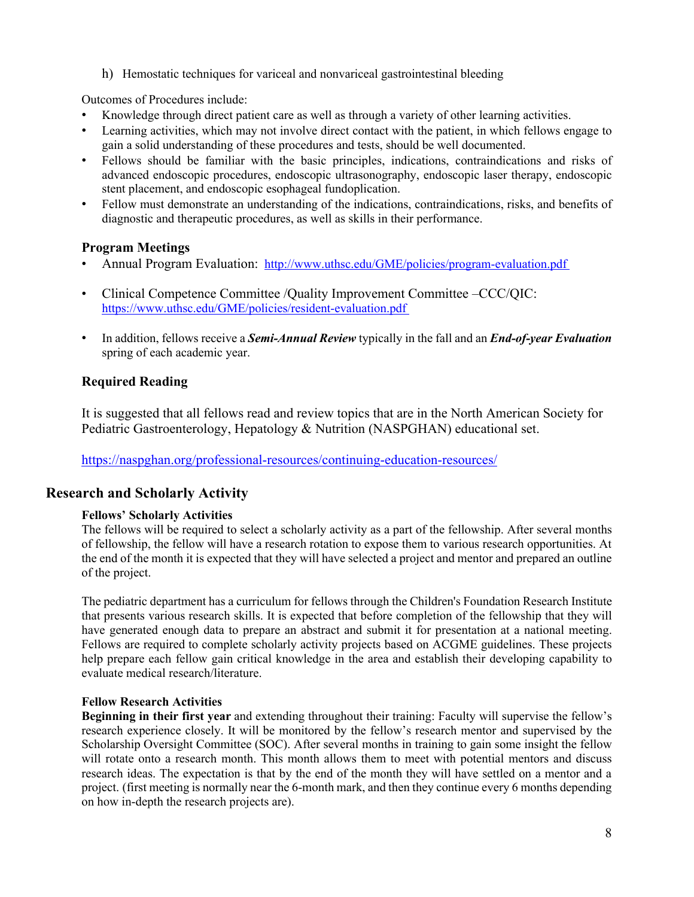h) Hemostatic techniques for variceal and nonvariceal gastrointestinal bleeding

Outcomes of Procedures include:

- Knowledge through direct patient care as well as through a variety of other learning activities.
- Learning activities, which may not involve direct contact with the patient, in which fellows engage to gain a solid understanding of these procedures and tests, should be well documented.
- Fellows should be familiar with the basic principles, indications, contraindications and risks of advanced endoscopic procedures, endoscopic ultrasonography, endoscopic laser therapy, endoscopic stent placement, and endoscopic esophageal fundoplication.
- Fellow must demonstrate an understanding of the indications, contraindications, risks, and benefits of diagnostic and therapeutic procedures, as well as skills in their performance.

### Program Meetings

- Annual Program Evaluation: http://www.uthsc.edu/GME/policies/program-evaluation.pdf
- Clinical Competence Committee /Quality Improvement Committee –CCC/QIC: https://www.uthsc.edu/GME/policies/resident-evaluation.pdf
- In addition, fellows receive a ***Semi-Annual Review*** typically in the fall and an ***End-of-year Evaluation*** spring of each academic year.

### Required Reading

It is suggested that all fellows read and review topics that are in the North American Society for Pediatric Gastroenterology, Hepatology & Nutrition (NASPGHAN) educational set.

https://naspghan.org/professional-resources/continuing-education-resources/

## Research and Scholarly Activity

**Fellows' Scholarly Activities**

The fellows will be required to select a scholarly activity as a part of the fellowship. After several months of fellowship, the fellow will have a research rotation to expose them to various research opportunities. At the end of the month it is expected that they will have selected a project and mentor and prepared an outline of the project.

The pediatric department has a curriculum for fellows through the Children's Foundation Research Institute that presents various research skills. It is expected that before completion of the fellowship that they will have generated enough data to prepare an abstract and submit it for presentation at a national meeting. Fellows are required to complete scholarly activity projects based on ACGME guidelines. These projects help prepare each fellow gain critical knowledge in the area and establish their developing capability to evaluate medical research/literature.

**Fellow Research Activities**

**Beginning in their first year** and extending throughout their training: Faculty will supervise the fellow's research experience closely. It will be monitored by the fellow's research mentor and supervised by the Scholarship Oversight Committee (SOC). After several months in training to gain some insight the fellow will rotate onto a research month. This month allows them to meet with potential mentors and discuss research ideas. The expectation is that by the end of the month they will have settled on a mentor and a project. (first meeting is normally near the 6-month mark, and then they continue every 6 months depending on how in-depth the research projects are).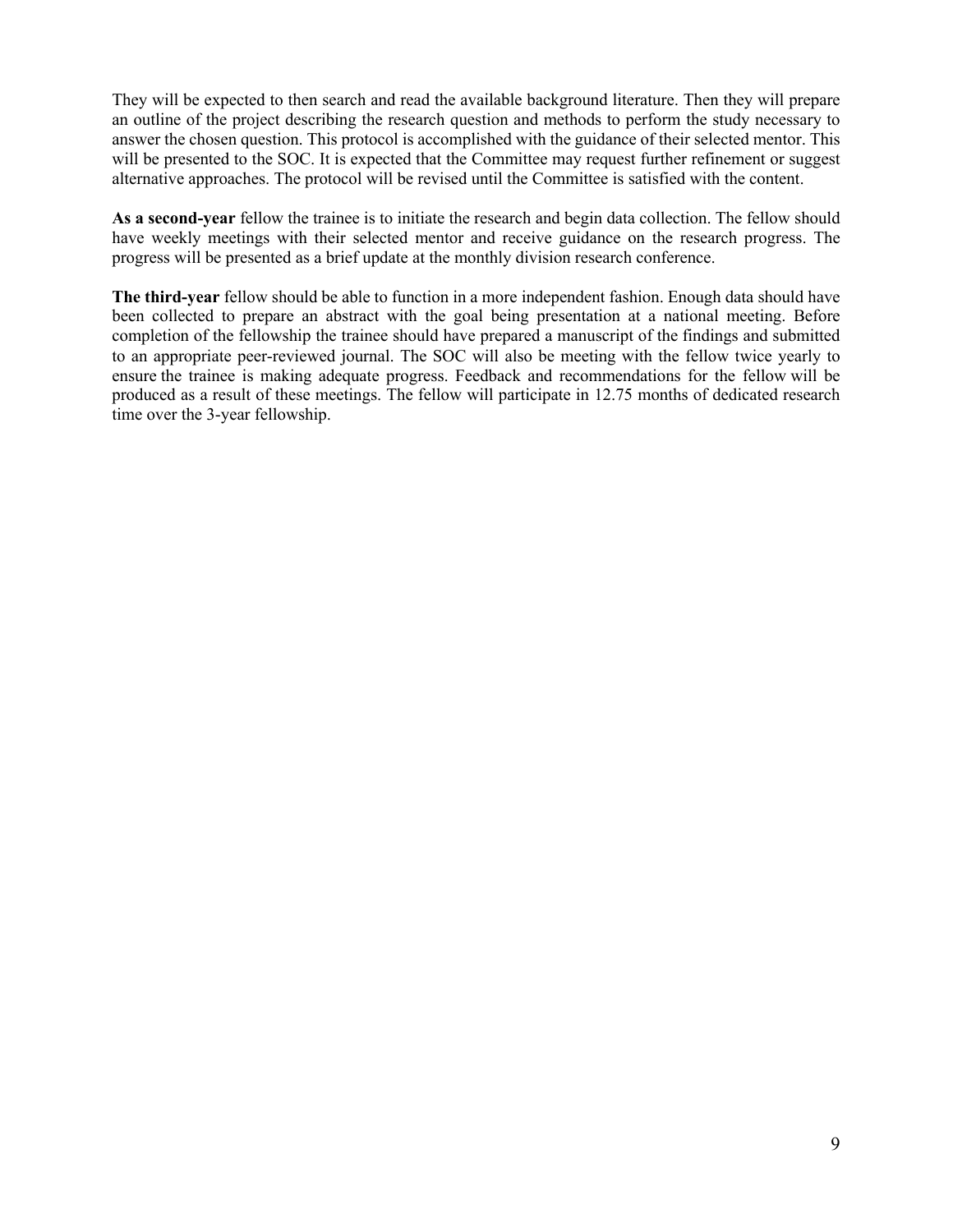They will be expected to then search and read the available background literature. Then they will prepare an outline of the project describing the research question and methods to perform the study necessary to answer the chosen question. This protocol is accomplished with the guidance of their selected mentor. This will be presented to the SOC. It is expected that the Committee may request further refinement or suggest alternative approaches. The protocol will be revised until the Committee is satisfied with the content.

**As a second-year** fellow the trainee is to initiate the research and begin data collection. The fellow should have weekly meetings with their selected mentor and receive guidance on the research progress. The progress will be presented as a brief update at the monthly division research conference.

**The third-year** fellow should be able to function in a more independent fashion. Enough data should have been collected to prepare an abstract with the goal being presentation at a national meeting. Before completion of the fellowship the trainee should have prepared a manuscript of the findings and submitted to an appropriate peer-reviewed journal. The SOC will also be meeting with the fellow twice yearly to ensure the trainee is making adequate progress. Feedback and recommendations for the fellow will be produced as a result of these meetings. The fellow will participate in 12.75 months of dedicated research time over the 3-year fellowship.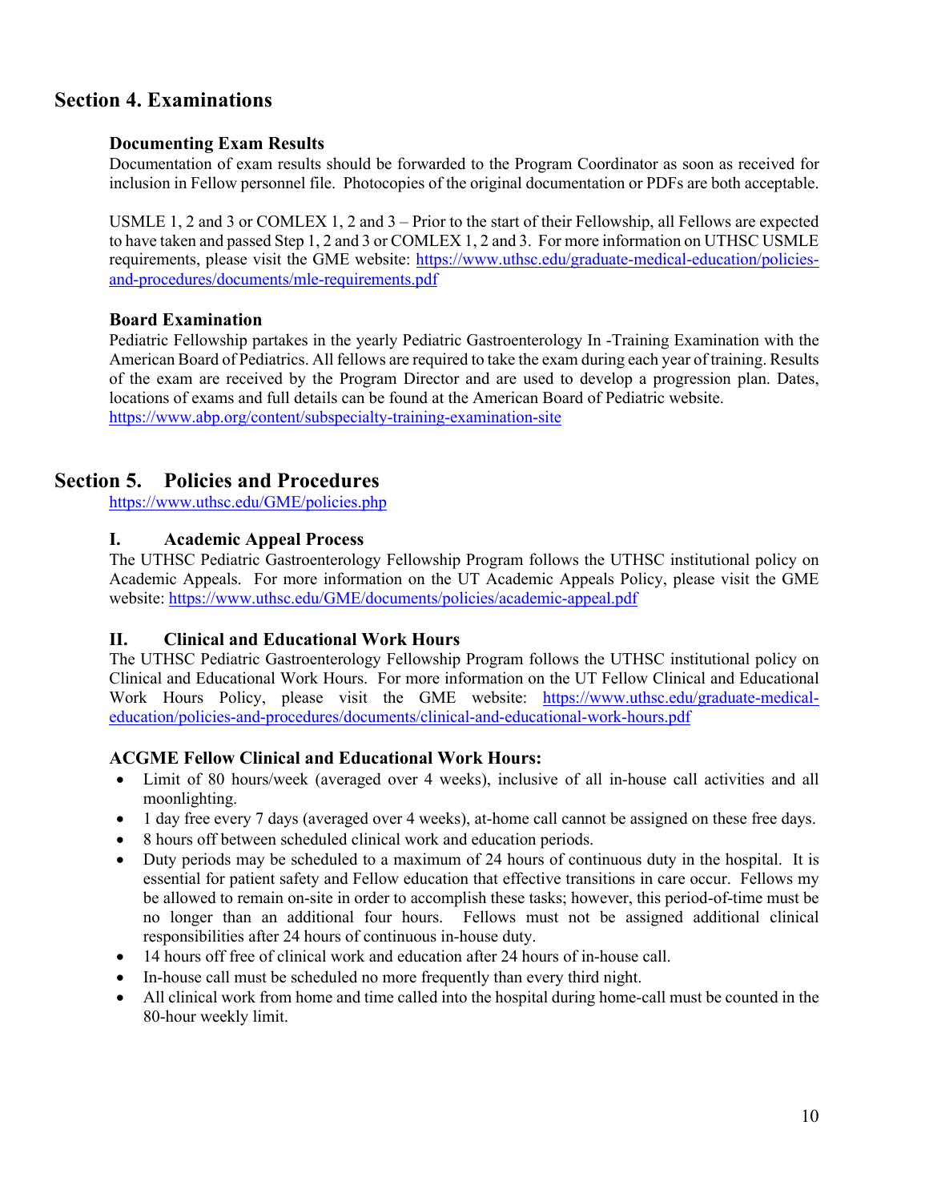## Section 4. Examinations

### Documenting Exam Results

Documentation of exam results should be forwarded to the Program Coordinator as soon as received for inclusion in Fellow personnel file. Photocopies of the original documentation or PDFs are both acceptable.

USMLE 1, 2 and 3 or COMLEX 1, 2 and 3 – Prior to the start of their Fellowship, all Fellows are expected to have taken and passed Step 1, 2 and 3 or COMLEX 1, 2 and 3. For more information on UTHSC USMLE requirements, please visit the GME website: https://www.uthsc.edu/graduate-medical-education/policies-and-procedures/documents/mle-requirements.pdf

### Board Examination

Pediatric Fellowship partakes in the yearly Pediatric Gastroenterology In -Training Examination with the American Board of Pediatrics. All fellows are required to take the exam during each year of training. Results of the exam are received by the Program Director and are used to develop a progression plan. Dates, locations of exams and full details can be found at the American Board of Pediatric website.
https://www.abp.org/content/subspecialty-training-examination-site

## Section 5. Policies and Procedures

https://www.uthsc.edu/GME/policies.php

### I. Academic Appeal Process

The UTHSC Pediatric Gastroenterology Fellowship Program follows the UTHSC institutional policy on Academic Appeals. For more information on the UT Academic Appeals Policy, please visit the GME website: https://www.uthsc.edu/GME/documents/policies/academic-appeal.pdf

### II. Clinical and Educational Work Hours

The UTHSC Pediatric Gastroenterology Fellowship Program follows the UTHSC institutional policy on Clinical and Educational Work Hours. For more information on the UT Fellow Clinical and Educational Work Hours Policy, please visit the GME website: https://www.uthsc.edu/graduate-medical-education/policies-and-procedures/documents/clinical-and-educational-work-hours.pdf

### ACGME Fellow Clinical and Educational Work Hours:

- Limit of 80 hours/week (averaged over 4 weeks), inclusive of all in-house call activities and all moonlighting.
- 1 day free every 7 days (averaged over 4 weeks), at-home call cannot be assigned on these free days.
- 8 hours off between scheduled clinical work and education periods.
- Duty periods may be scheduled to a maximum of 24 hours of continuous duty in the hospital. It is essential for patient safety and Fellow education that effective transitions in care occur. Fellows my be allowed to remain on-site in order to accomplish these tasks; however, this period-of-time must be no longer than an additional four hours. Fellows must not be assigned additional clinical responsibilities after 24 hours of continuous in-house duty.
- 14 hours off free of clinical work and education after 24 hours of in-house call.
- In-house call must be scheduled no more frequently than every third night.
- All clinical work from home and time called into the hospital during home-call must be counted in the 80-hour weekly limit.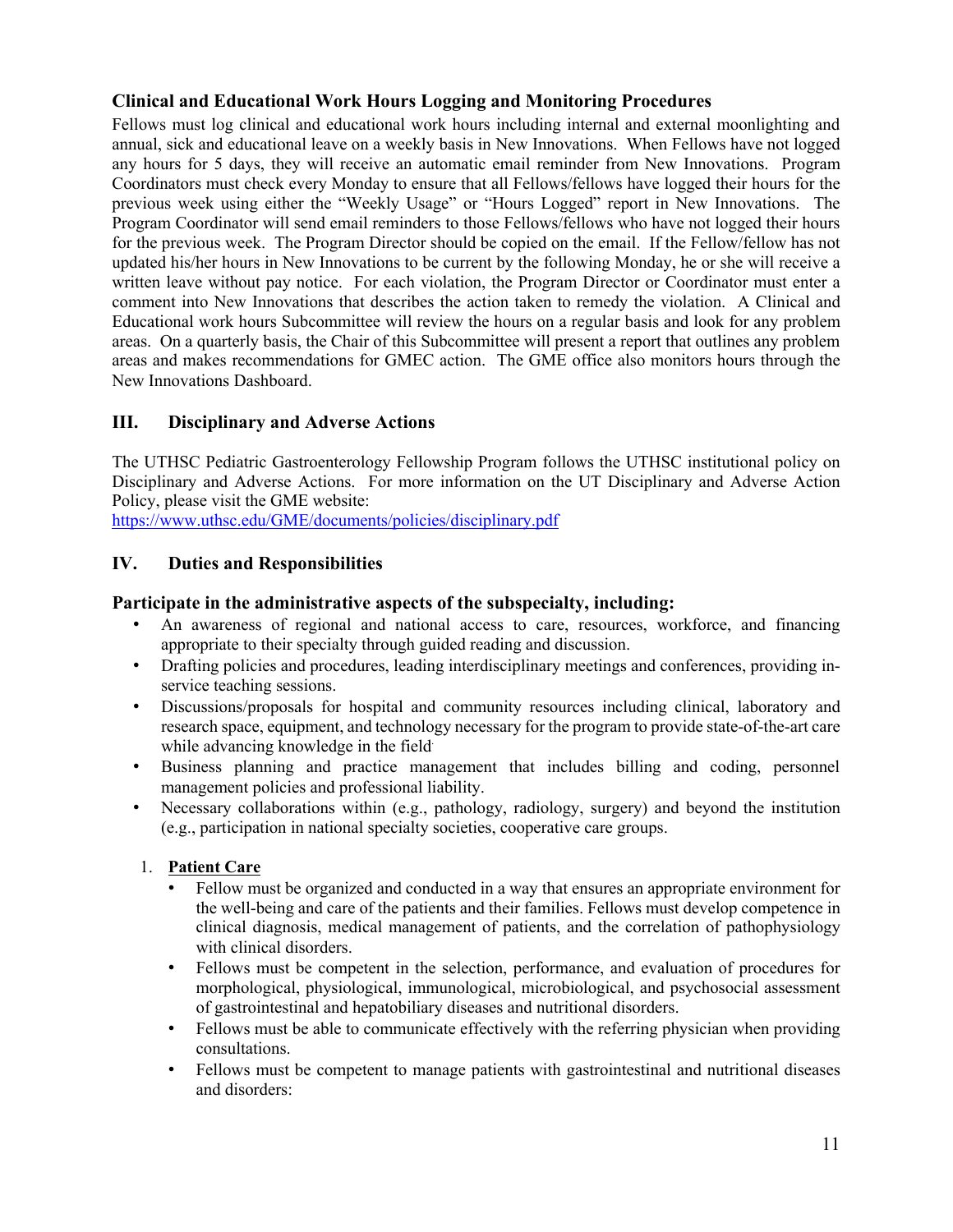### Clinical and Educational Work Hours Logging and Monitoring Procedures

Fellows must log clinical and educational work hours including internal and external moonlighting and annual, sick and educational leave on a weekly basis in New Innovations. When Fellows have not logged any hours for 5 days, they will receive an automatic email reminder from New Innovations. Program Coordinators must check every Monday to ensure that all Fellows/fellows have logged their hours for the previous week using either the "Weekly Usage" or "Hours Logged" report in New Innovations. The Program Coordinator will send email reminders to those Fellows/fellows who have not logged their hours for the previous week. The Program Director should be copied on the email. If the Fellow/fellow has not updated his/her hours in New Innovations to be current by the following Monday, he or she will receive a written leave without pay notice. For each violation, the Program Director or Coordinator must enter a comment into New Innovations that describes the action taken to remedy the violation. A Clinical and Educational work hours Subcommittee will review the hours on a regular basis and look for any problem areas. On a quarterly basis, the Chair of this Subcommittee will present a report that outlines any problem areas and makes recommendations for GMEC action. The GME office also monitors hours through the New Innovations Dashboard.

## III. Disciplinary and Adverse Actions

The UTHSC Pediatric Gastroenterology Fellowship Program follows the UTHSC institutional policy on Disciplinary and Adverse Actions. For more information on the UT Disciplinary and Adverse Action Policy, please visit the GME website:
https://www.uthsc.edu/GME/documents/policies/disciplinary.pdf

## IV. Duties and Responsibilities

### Participate in the administrative aspects of the subspecialty, including:

- An awareness of regional and national access to care, resources, workforce, and financing appropriate to their specialty through guided reading and discussion.
- Drafting policies and procedures, leading interdisciplinary meetings and conferences, providing in-service teaching sessions.
- Discussions/proposals for hospital and community resources including clinical, laboratory and research space, equipment, and technology necessary for the program to provide state-of-the-art care while advancing knowledge in the field.
- Business planning and practice management that includes billing and coding, personnel management policies and professional liability.
- Necessary collaborations within (e.g., pathology, radiology, surgery) and beyond the institution (e.g., participation in national specialty societies, cooperative care groups.

1. **Patient Care**
   - Fellow must be organized and conducted in a way that ensures an appropriate environment for the well-being and care of the patients and their families. Fellows must develop competence in clinical diagnosis, medical management of patients, and the correlation of pathophysiology with clinical disorders.
   - Fellows must be competent in the selection, performance, and evaluation of procedures for morphological, physiological, immunological, microbiological, and psychosocial assessment of gastrointestinal and hepatobiliary diseases and nutritional disorders.
   - Fellows must be able to communicate effectively with the referring physician when providing consultations.
   - Fellows must be competent to manage patients with gastrointestinal and nutritional diseases and disorders: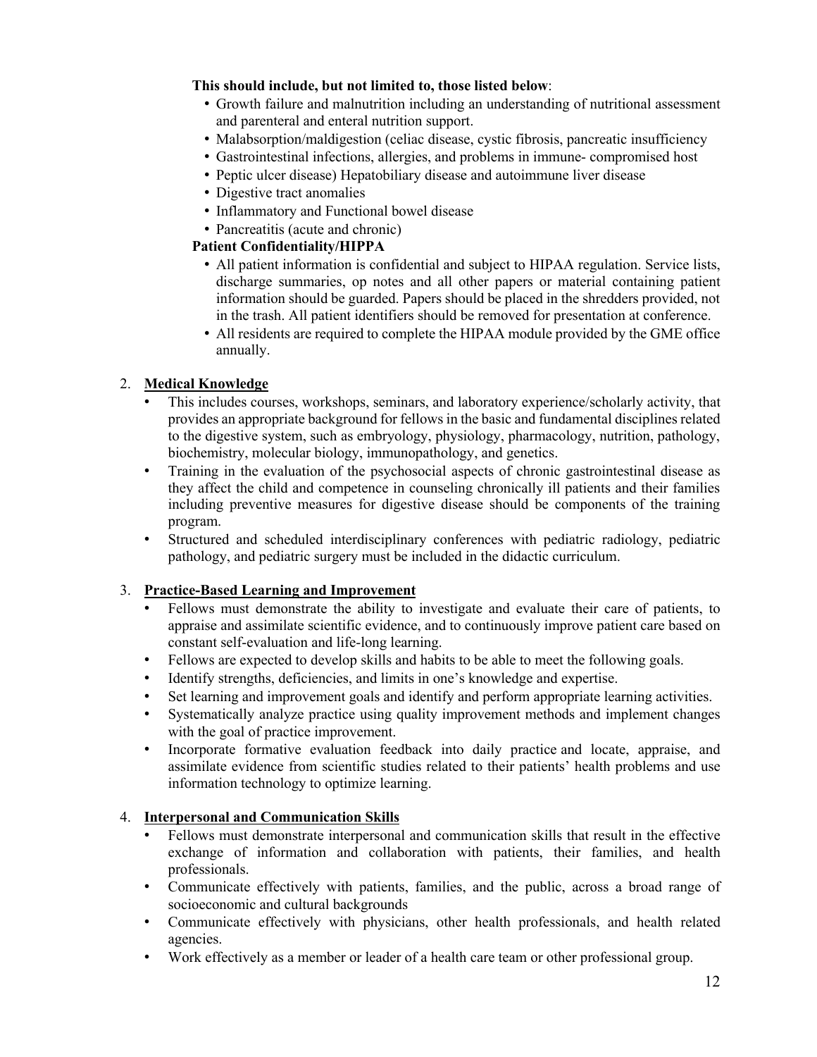**This should include, but not limited to, those listed below**:

- Growth failure and malnutrition including an understanding of nutritional assessment and parenteral and enteral nutrition support.
- Malabsorption/maldigestion (celiac disease, cystic fibrosis, pancreatic insufficiency
- Gastrointestinal infections, allergies, and problems in immune- compromised host
- Peptic ulcer disease) Hepatobiliary disease and autoimmune liver disease
- Digestive tract anomalies
- Inflammatory and Functional bowel disease
- Pancreatitis (acute and chronic)

**Patient Confidentiality/HIPPA**

- All patient information is confidential and subject to HIPAA regulation. Service lists, discharge summaries, op notes and all other papers or material containing patient information should be guarded. Papers should be placed in the shredders provided, not in the trash. All patient identifiers should be removed for presentation at conference.
- All residents are required to complete the HIPAA module provided by the GME office annually.

2. **Medical Knowledge**
   - This includes courses, workshops, seminars, and laboratory experience/scholarly activity, that provides an appropriate background for fellows in the basic and fundamental disciplines related to the digestive system, such as embryology, physiology, pharmacology, nutrition, pathology, biochemistry, molecular biology, immunopathology, and genetics.
   - Training in the evaluation of the psychosocial aspects of chronic gastrointestinal disease as they affect the child and competence in counseling chronically ill patients and their families including preventive measures for digestive disease should be components of the training program.
   - Structured and scheduled interdisciplinary conferences with pediatric radiology, pediatric pathology, and pediatric surgery must be included in the didactic curriculum.

3. **Practice-Based Learning and Improvement**
   - Fellows must demonstrate the ability to investigate and evaluate their care of patients, to appraise and assimilate scientific evidence, and to continuously improve patient care based on constant self-evaluation and life-long learning.
   - Fellows are expected to develop skills and habits to be able to meet the following goals.
   - Identify strengths, deficiencies, and limits in one's knowledge and expertise.
   - Set learning and improvement goals and identify and perform appropriate learning activities.
   - Systematically analyze practice using quality improvement methods and implement changes with the goal of practice improvement.
   - Incorporate formative evaluation feedback into daily practice and locate, appraise, and assimilate evidence from scientific studies related to their patients' health problems and use information technology to optimize learning.

4. **Interpersonal and Communication Skills**
   - Fellows must demonstrate interpersonal and communication skills that result in the effective exchange of information and collaboration with patients, their families, and health professionals.
   - Communicate effectively with patients, families, and the public, across a broad range of socioeconomic and cultural backgrounds
   - Communicate effectively with physicians, other health professionals, and health related agencies.
   - Work effectively as a member or leader of a health care team or other professional group.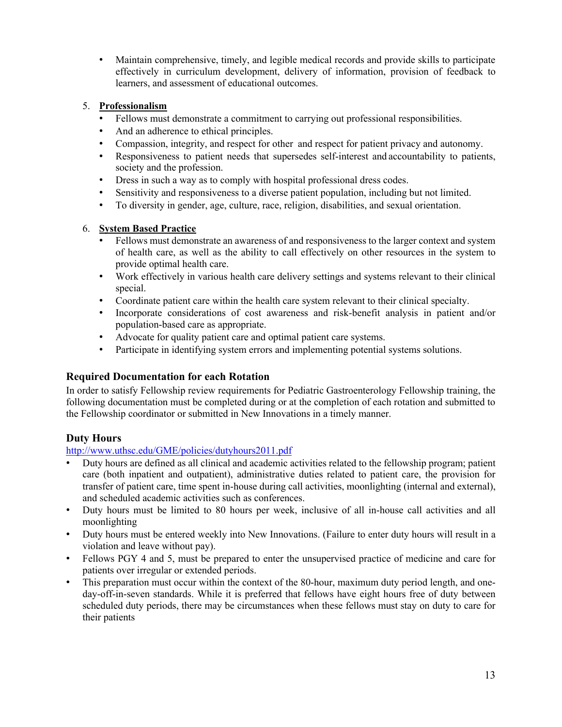- Maintain comprehensive, timely, and legible medical records and provide skills to participate effectively in curriculum development, delivery of information, provision of feedback to learners, and assessment of educational outcomes.

5. **Professionalism**
   - Fellows must demonstrate a commitment to carrying out professional responsibilities.
   - And an adherence to ethical principles.
   - Compassion, integrity, and respect for other and respect for patient privacy and autonomy.
   - Responsiveness to patient needs that supersedes self-interest and accountability to patients, society and the profession.
   - Dress in such a way as to comply with hospital professional dress codes.
   - Sensitivity and responsiveness to a diverse patient population, including but not limited.
   - To diversity in gender, age, culture, race, religion, disabilities, and sexual orientation.

6. **System Based Practice**
   - Fellows must demonstrate an awareness of and responsiveness to the larger context and system of health care, as well as the ability to call effectively on other resources in the system to provide optimal health care.
   - Work effectively in various health care delivery settings and systems relevant to their clinical special.
   - Coordinate patient care within the health care system relevant to their clinical specialty.
   - Incorporate considerations of cost awareness and risk-benefit analysis in patient and/or population-based care as appropriate.
   - Advocate for quality patient care and optimal patient care systems.
   - Participate in identifying system errors and implementing potential systems solutions.

## Required Documentation for each Rotation

In order to satisfy Fellowship review requirements for Pediatric Gastroenterology Fellowship training, the following documentation must be completed during or at the completion of each rotation and submitted to the Fellowship coordinator or submitted in New Innovations in a timely manner.

## Duty Hours

http://www.uthsc.edu/GME/policies/dutyhours2011.pdf

- Duty hours are defined as all clinical and academic activities related to the fellowship program; patient care (both inpatient and outpatient), administrative duties related to patient care, the provision for transfer of patient care, time spent in-house during call activities, moonlighting (internal and external), and scheduled academic activities such as conferences.
- Duty hours must be limited to 80 hours per week, inclusive of all in-house call activities and all moonlighting
- Duty hours must be entered weekly into New Innovations. (Failure to enter duty hours will result in a violation and leave without pay).
- Fellows PGY 4 and 5, must be prepared to enter the unsupervised practice of medicine and care for patients over irregular or extended periods.
- This preparation must occur within the context of the 80-hour, maximum duty period length, and one-day-off-in-seven standards. While it is preferred that fellows have eight hours free of duty between scheduled duty periods, there may be circumstances when these fellows must stay on duty to care for their patients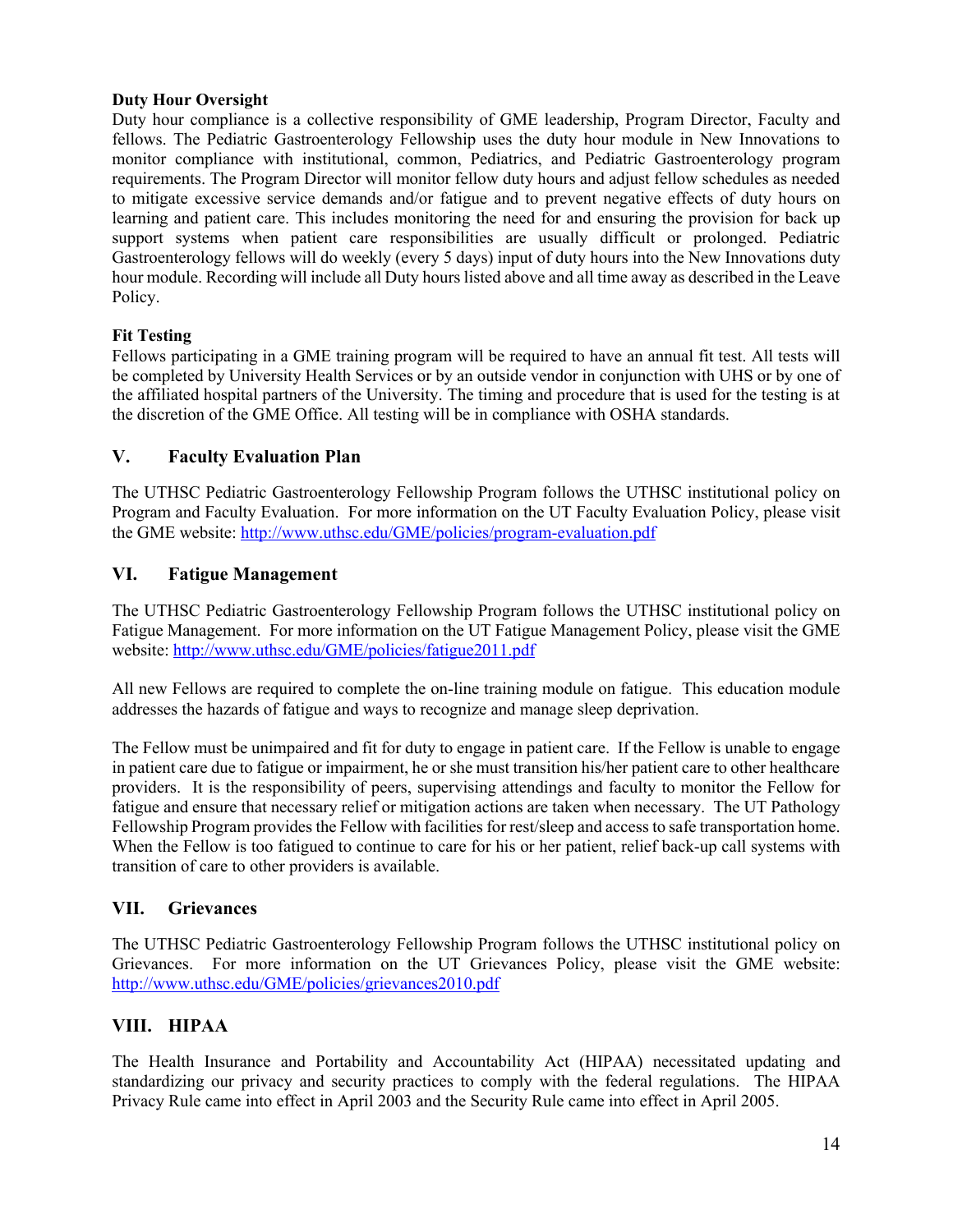**Duty Hour Oversight**

Duty hour compliance is a collective responsibility of GME leadership, Program Director, Faculty and fellows. The Pediatric Gastroenterology Fellowship uses the duty hour module in New Innovations to monitor compliance with institutional, common, Pediatrics, and Pediatric Gastroenterology program requirements. The Program Director will monitor fellow duty hours and adjust fellow schedules as needed to mitigate excessive service demands and/or fatigue and to prevent negative effects of duty hours on learning and patient care. This includes monitoring the need for and ensuring the provision for back up support systems when patient care responsibilities are usually difficult or prolonged. Pediatric Gastroenterology fellows will do weekly (every 5 days) input of duty hours into the New Innovations duty hour module. Recording will include all Duty hours listed above and all time away as described in the Leave Policy.

**Fit Testing**

Fellows participating in a GME training program will be required to have an annual fit test. All tests will be completed by University Health Services or by an outside vendor in conjunction with UHS or by one of the affiliated hospital partners of the University. The timing and procedure that is used for the testing is at the discretion of the GME Office. All testing will be in compliance with OSHA standards.

## V. Faculty Evaluation Plan

The UTHSC Pediatric Gastroenterology Fellowship Program follows the UTHSC institutional policy on Program and Faculty Evaluation. For more information on the UT Faculty Evaluation Policy, please visit the GME website: http://www.uthsc.edu/GME/policies/program-evaluation.pdf

## VI. Fatigue Management

The UTHSC Pediatric Gastroenterology Fellowship Program follows the UTHSC institutional policy on Fatigue Management. For more information on the UT Fatigue Management Policy, please visit the GME website: http://www.uthsc.edu/GME/policies/fatigue2011.pdf

All new Fellows are required to complete the on-line training module on fatigue. This education module addresses the hazards of fatigue and ways to recognize and manage sleep deprivation.

The Fellow must be unimpaired and fit for duty to engage in patient care. If the Fellow is unable to engage in patient care due to fatigue or impairment, he or she must transition his/her patient care to other healthcare providers. It is the responsibility of peers, supervising attendings and faculty to monitor the Fellow for fatigue and ensure that necessary relief or mitigation actions are taken when necessary. The UT Pathology Fellowship Program provides the Fellow with facilities for rest/sleep and access to safe transportation home. When the Fellow is too fatigued to continue to care for his or her patient, relief back-up call systems with transition of care to other providers is available.

## VII. Grievances

The UTHSC Pediatric Gastroenterology Fellowship Program follows the UTHSC institutional policy on Grievances. For more information on the UT Grievances Policy, please visit the GME website: http://www.uthsc.edu/GME/policies/grievances2010.pdf

## VIII. HIPAA

The Health Insurance and Portability and Accountability Act (HIPAA) necessitated updating and standardizing our privacy and security practices to comply with the federal regulations. The HIPAA Privacy Rule came into effect in April 2003 and the Security Rule came into effect in April 2005.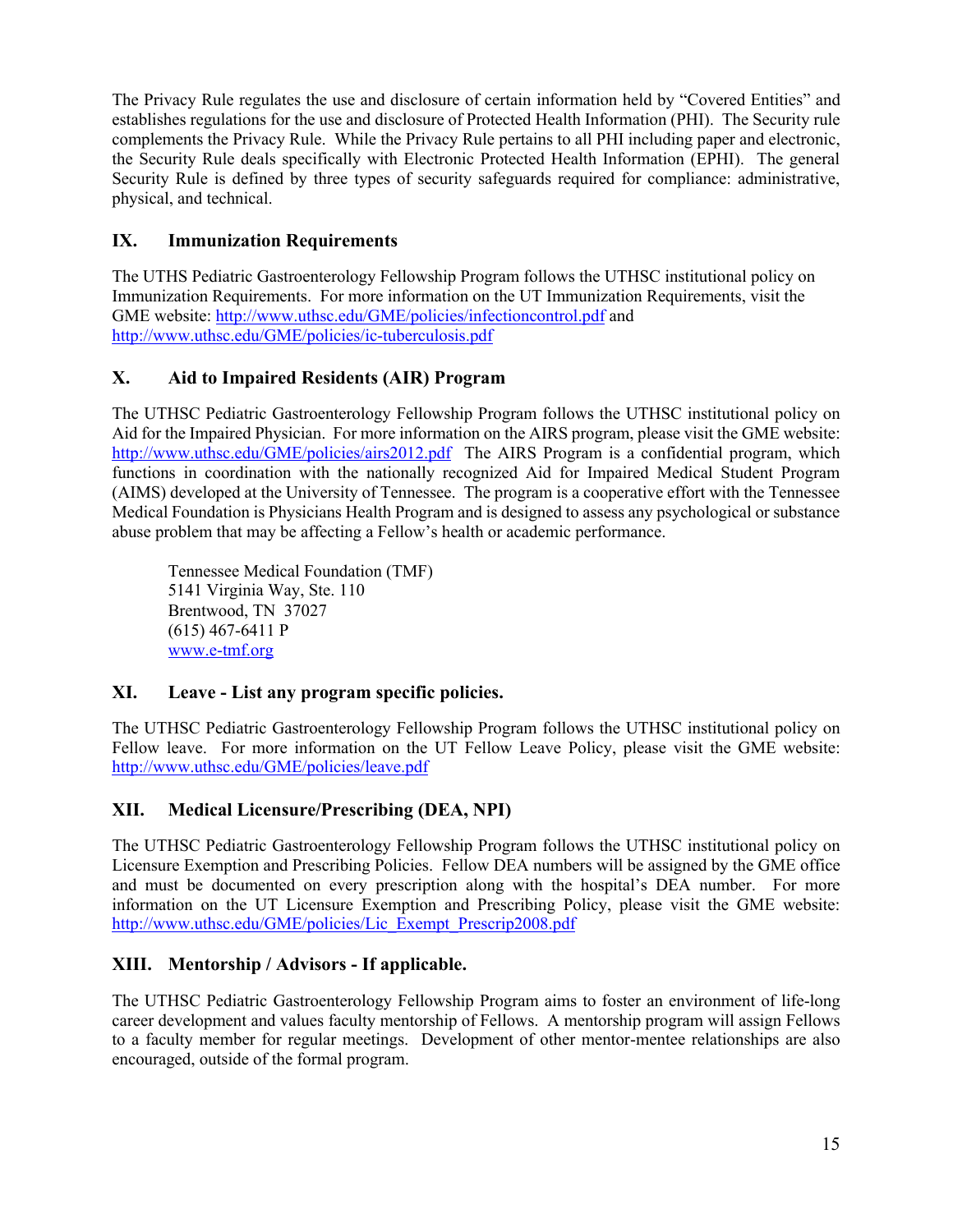The Privacy Rule regulates the use and disclosure of certain information held by "Covered Entities" and establishes regulations for the use and disclosure of Protected Health Information (PHI). The Security rule complements the Privacy Rule. While the Privacy Rule pertains to all PHI including paper and electronic, the Security Rule deals specifically with Electronic Protected Health Information (EPHI). The general Security Rule is defined by three types of security safeguards required for compliance: administrative, physical, and technical.

## IX. Immunization Requirements

The UTHS Pediatric Gastroenterology Fellowship Program follows the UTHSC institutional policy on Immunization Requirements. For more information on the UT Immunization Requirements, visit the GME website: http://www.uthsc.edu/GME/policies/infectioncontrol.pdf and http://www.uthsc.edu/GME/policies/ic-tuberculosis.pdf

## X. Aid to Impaired Residents (AIR) Program

The UTHSC Pediatric Gastroenterology Fellowship Program follows the UTHSC institutional policy on Aid for the Impaired Physician. For more information on the AIRS program, please visit the GME website: http://www.uthsc.edu/GME/policies/airs2012.pdf The AIRS Program is a confidential program, which functions in coordination with the nationally recognized Aid for Impaired Medical Student Program (AIMS) developed at the University of Tennessee. The program is a cooperative effort with the Tennessee Medical Foundation is Physicians Health Program and is designed to assess any psychological or substance abuse problem that may be affecting a Fellow's health or academic performance.

Tennessee Medical Foundation (TMF)
5141 Virginia Way, Ste. 110
Brentwood, TN 37027
(615) 467-6411 P
www.e-tmf.org

## XI. Leave - List any program specific policies.

The UTHSC Pediatric Gastroenterology Fellowship Program follows the UTHSC institutional policy on Fellow leave. For more information on the UT Fellow Leave Policy, please visit the GME website: http://www.uthsc.edu/GME/policies/leave.pdf

## XII. Medical Licensure/Prescribing (DEA, NPI)

The UTHSC Pediatric Gastroenterology Fellowship Program follows the UTHSC institutional policy on Licensure Exemption and Prescribing Policies. Fellow DEA numbers will be assigned by the GME office and must be documented on every prescription along with the hospital's DEA number. For more information on the UT Licensure Exemption and Prescribing Policy, please visit the GME website: http://www.uthsc.edu/GME/policies/Lic_Exempt_Prescrip2008.pdf

## XIII. Mentorship / Advisors - If applicable.

The UTHSC Pediatric Gastroenterology Fellowship Program aims to foster an environment of life-long career development and values faculty mentorship of Fellows. A mentorship program will assign Fellows to a faculty member for regular meetings. Development of other mentor-mentee relationships are also encouraged, outside of the formal program.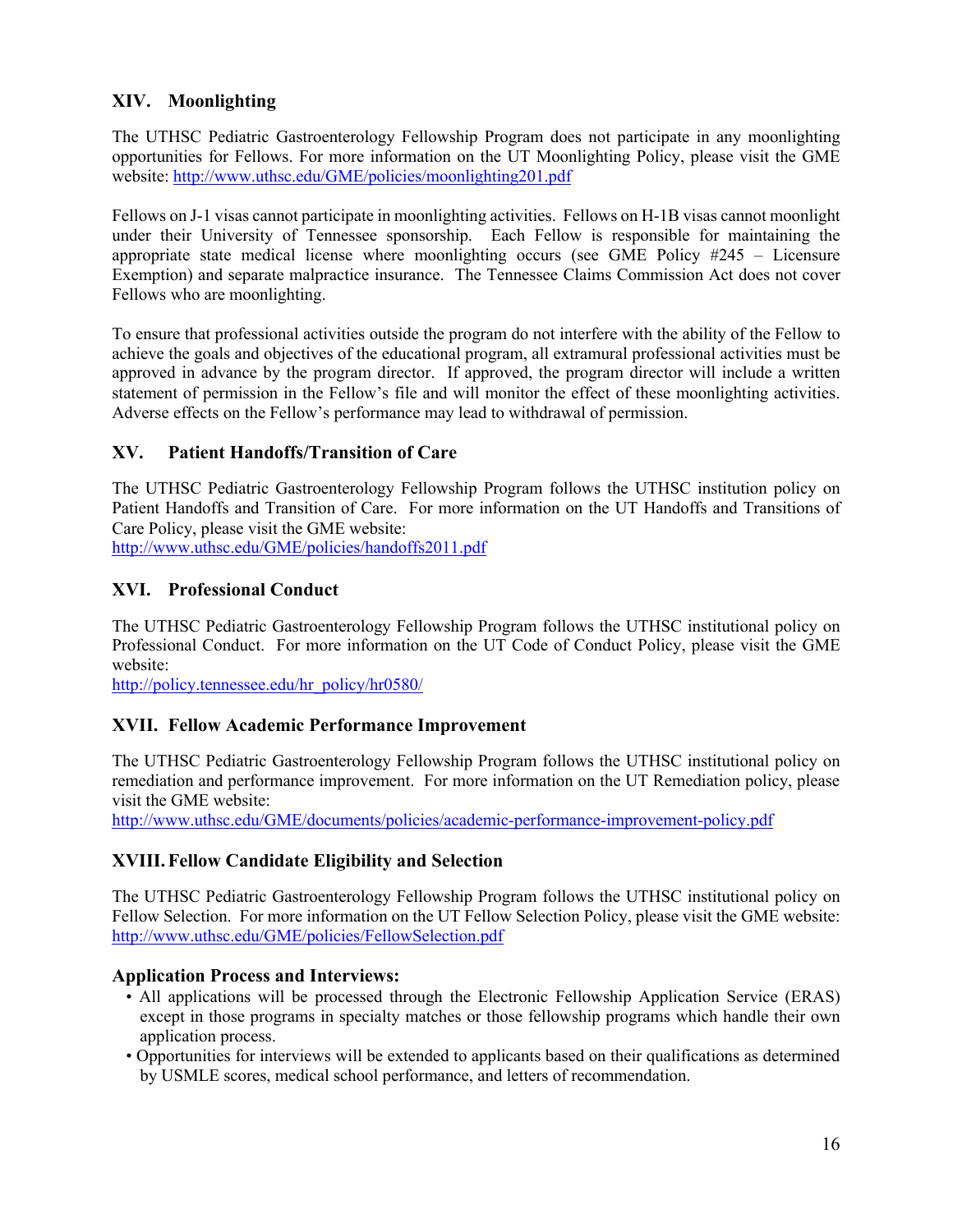## XIV. Moonlighting

The UTHSC Pediatric Gastroenterology Fellowship Program does not participate in any moonlighting opportunities for Fellows. For more information on the UT Moonlighting Policy, please visit the GME website: http://www.uthsc.edu/GME/policies/moonlighting201.pdf

Fellows on J-1 visas cannot participate in moonlighting activities. Fellows on H-1B visas cannot moonlight under their University of Tennessee sponsorship. Each Fellow is responsible for maintaining the appropriate state medical license where moonlighting occurs (see GME Policy #245 – Licensure Exemption) and separate malpractice insurance. The Tennessee Claims Commission Act does not cover Fellows who are moonlighting.

To ensure that professional activities outside the program do not interfere with the ability of the Fellow to achieve the goals and objectives of the educational program, all extramural professional activities must be approved in advance by the program director. If approved, the program director will include a written statement of permission in the Fellow's file and will monitor the effect of these moonlighting activities. Adverse effects on the Fellow's performance may lead to withdrawal of permission.

## XV. Patient Handoffs/Transition of Care

The UTHSC Pediatric Gastroenterology Fellowship Program follows the UTHSC institution policy on Patient Handoffs and Transition of Care. For more information on the UT Handoffs and Transitions of Care Policy, please visit the GME website:
http://www.uthsc.edu/GME/policies/handoffs2011.pdf

## XVI. Professional Conduct

The UTHSC Pediatric Gastroenterology Fellowship Program follows the UTHSC institutional policy on Professional Conduct. For more information on the UT Code of Conduct Policy, please visit the GME website:
http://policy.tennessee.edu/hr_policy/hr0580/

## XVII. Fellow Academic Performance Improvement

The UTHSC Pediatric Gastroenterology Fellowship Program follows the UTHSC institutional policy on remediation and performance improvement. For more information on the UT Remediation policy, please visit the GME website:
http://www.uthsc.edu/GME/documents/policies/academic-performance-improvement-policy.pdf

## XVIII. Fellow Candidate Eligibility and Selection

The UTHSC Pediatric Gastroenterology Fellowship Program follows the UTHSC institutional policy on Fellow Selection. For more information on the UT Fellow Selection Policy, please visit the GME website:
http://www.uthsc.edu/GME/policies/FellowSelection.pdf

### Application Process and Interviews:

- All applications will be processed through the Electronic Fellowship Application Service (ERAS) except in those programs in specialty matches or those fellowship programs which handle their own application process.
- Opportunities for interviews will be extended to applicants based on their qualifications as determined by USMLE scores, medical school performance, and letters of recommendation.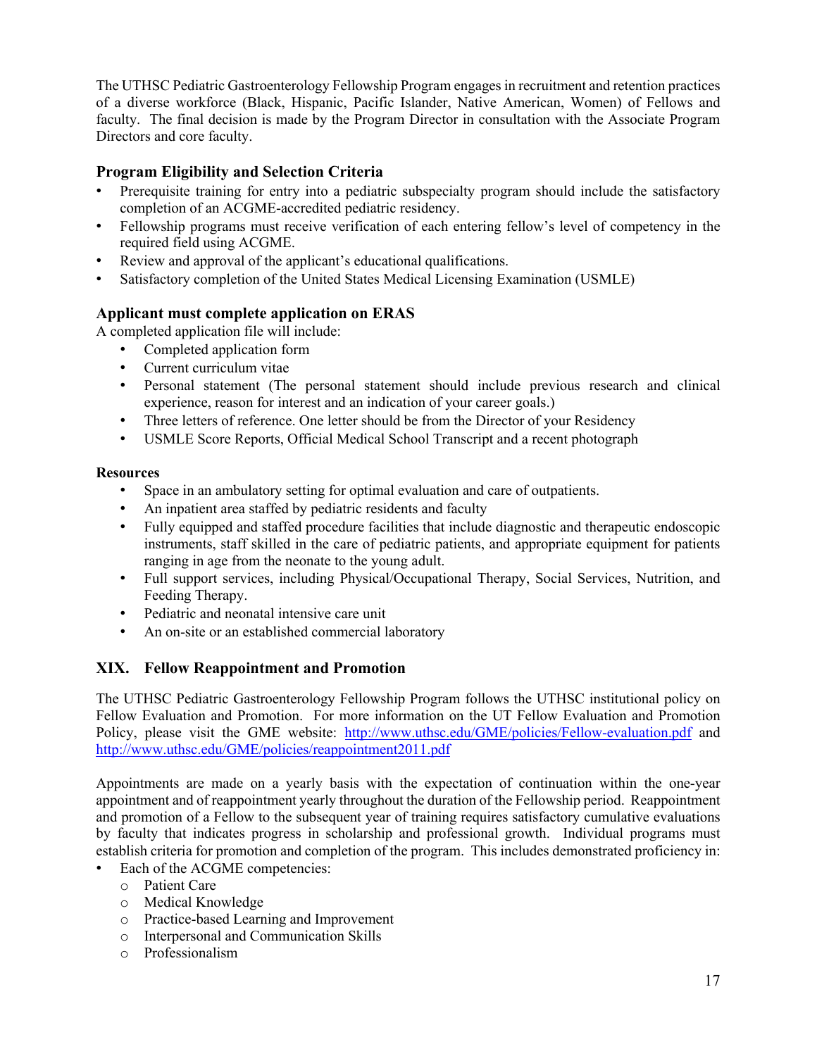The UTHSC Pediatric Gastroenterology Fellowship Program engages in recruitment and retention practices of a diverse workforce (Black, Hispanic, Pacific Islander, Native American, Women) of Fellows and faculty. The final decision is made by the Program Director in consultation with the Associate Program Directors and core faculty.

### Program Eligibility and Selection Criteria

- Prerequisite training for entry into a pediatric subspecialty program should include the satisfactory completion of an ACGME-accredited pediatric residency.
- Fellowship programs must receive verification of each entering fellow's level of competency in the required field using ACGME.
- Review and approval of the applicant's educational qualifications.
- Satisfactory completion of the United States Medical Licensing Examination (USMLE)

### Applicant must complete application on ERAS

A completed application file will include:

- Completed application form
- Current curriculum vitae
- Personal statement (The personal statement should include previous research and clinical experience, reason for interest and an indication of your career goals.)
- Three letters of reference. One letter should be from the Director of your Residency
- USMLE Score Reports, Official Medical School Transcript and a recent photograph

**Resources**

- Space in an ambulatory setting for optimal evaluation and care of outpatients.
- An inpatient area staffed by pediatric residents and faculty
- Fully equipped and staffed procedure facilities that include diagnostic and therapeutic endoscopic instruments, staff skilled in the care of pediatric patients, and appropriate equipment for patients ranging in age from the neonate to the young adult.
- Full support services, including Physical/Occupational Therapy, Social Services, Nutrition, and Feeding Therapy.
- Pediatric and neonatal intensive care unit
- An on-site or an established commercial laboratory

## XIX. Fellow Reappointment and Promotion

The UTHSC Pediatric Gastroenterology Fellowship Program follows the UTHSC institutional policy on Fellow Evaluation and Promotion. For more information on the UT Fellow Evaluation and Promotion Policy, please visit the GME website: http://www.uthsc.edu/GME/policies/Fellow-evaluation.pdf and http://www.uthsc.edu/GME/policies/reappointment2011.pdf

Appointments are made on a yearly basis with the expectation of continuation within the one-year appointment and of reappointment yearly throughout the duration of the Fellowship period. Reappointment and promotion of a Fellow to the subsequent year of training requires satisfactory cumulative evaluations by faculty that indicates progress in scholarship and professional growth. Individual programs must establish criteria for promotion and completion of the program. This includes demonstrated proficiency in:

- Each of the ACGME competencies:
  - Patient Care
  - Medical Knowledge
  - Practice-based Learning and Improvement
  - Interpersonal and Communication Skills
  - Professionalism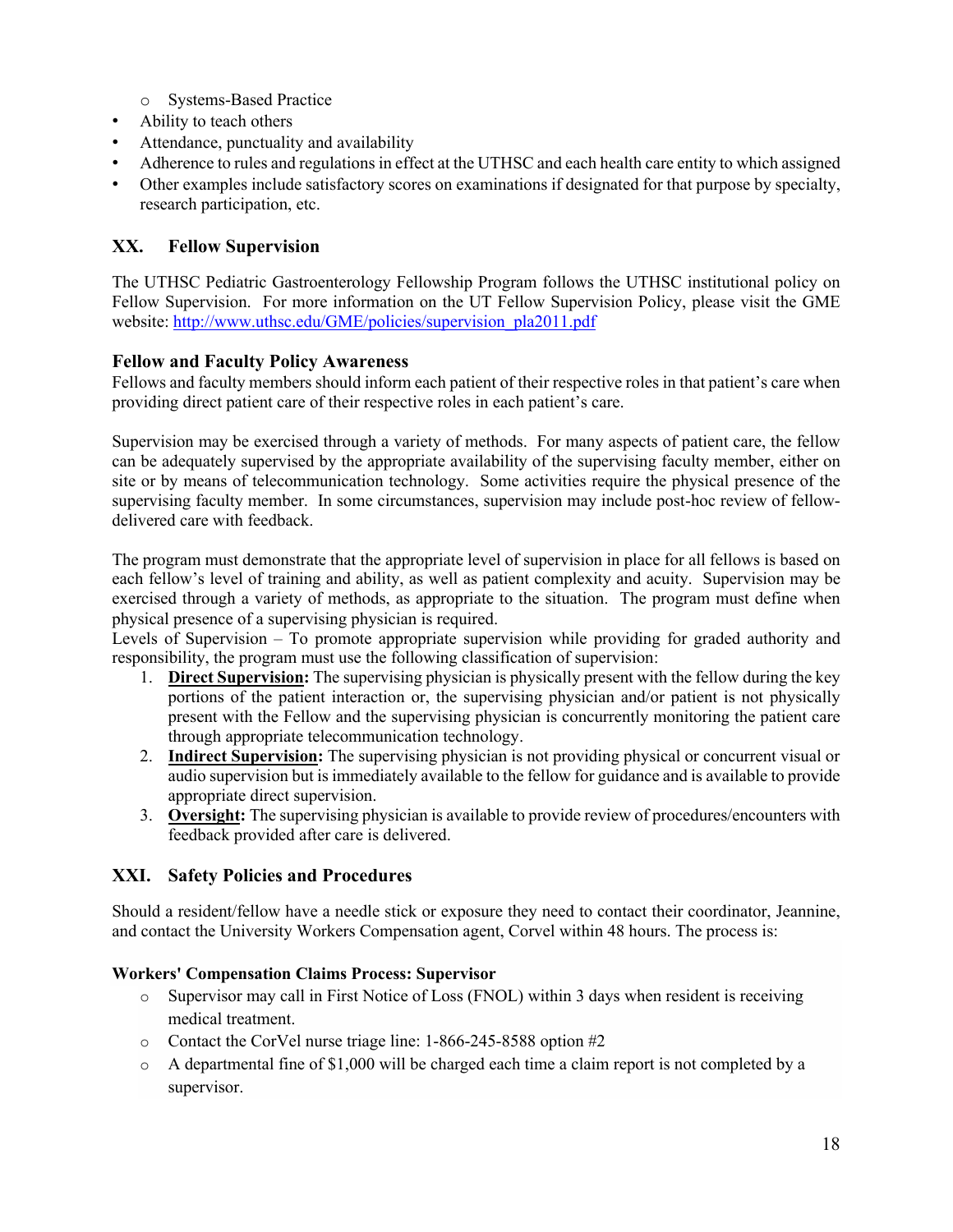- Systems-Based Practice
- Ability to teach others
- Attendance, punctuality and availability
- Adherence to rules and regulations in effect at the UTHSC and each health care entity to which assigned
- Other examples include satisfactory scores on examinations if designated for that purpose by specialty, research participation, etc.

## XX. Fellow Supervision

The UTHSC Pediatric Gastroenterology Fellowship Program follows the UTHSC institutional policy on Fellow Supervision. For more information on the UT Fellow Supervision Policy, please visit the GME website: [http://www.uthsc.edu/GME/policies/supervision_pla2011.pdf](http://www.uthsc.edu/GME/policies/supervision_pla2011.pdf)

### Fellow and Faculty Policy Awareness

Fellows and faculty members should inform each patient of their respective roles in that patient's care when providing direct patient care of their respective roles in each patient's care.

Supervision may be exercised through a variety of methods. For many aspects of patient care, the fellow can be adequately supervised by the appropriate availability of the supervising faculty member, either on site or by means of telecommunication technology. Some activities require the physical presence of the supervising faculty member. In some circumstances, supervision may include post-hoc review of fellow-delivered care with feedback.

The program must demonstrate that the appropriate level of supervision in place for all fellows is based on each fellow's level of training and ability, as well as patient complexity and acuity. Supervision may be exercised through a variety of methods, as appropriate to the situation. The program must define when physical presence of a supervising physician is required.
Levels of Supervision – To promote appropriate supervision while providing for graded authority and responsibility, the program must use the following classification of supervision:

1. **Direct Supervision:** The supervising physician is physically present with the fellow during the key portions of the patient interaction or, the supervising physician and/or patient is not physically present with the Fellow and the supervising physician is concurrently monitoring the patient care through appropriate telecommunication technology.
2. **Indirect Supervision:** The supervising physician is not providing physical or concurrent visual or audio supervision but is immediately available to the fellow for guidance and is available to provide appropriate direct supervision.
3. **Oversight:** The supervising physician is available to provide review of procedures/encounters with feedback provided after care is delivered.

## XXI. Safety Policies and Procedures

Should a resident/fellow have a needle stick or exposure they need to contact their coordinator, Jeannine, and contact the University Workers Compensation agent, Corvel within 48 hours. The process is:

### Workers' Compensation Claims Process: Supervisor

- Supervisor may call in First Notice of Loss (FNOL) within 3 days when resident is receiving medical treatment.
- Contact the CorVel nurse triage line: 1-866-245-8588 option #2
- A departmental fine of $1,000 will be charged each time a claim report is not completed by a supervisor.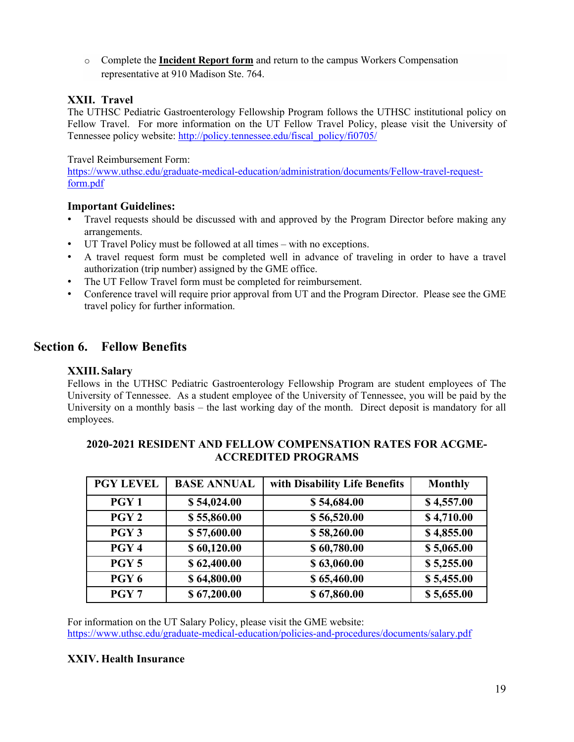- Complete the **Incident Report form** and return to the campus Workers Compensation representative at 910 Madison Ste. 764.

### XXII. Travel

The UTHSC Pediatric Gastroenterology Fellowship Program follows the UTHSC institutional policy on Fellow Travel. For more information on the UT Fellow Travel Policy, please visit the University of Tennessee policy website: http://policy.tennessee.edu/fiscal_policy/fi0705/

Travel Reimbursement Form:
https://www.uthsc.edu/graduate-medical-education/administration/documents/Fellow-travel-request-form.pdf

### Important Guidelines:

- Travel requests should be discussed with and approved by the Program Director before making any arrangements.
- UT Travel Policy must be followed at all times – with no exceptions.
- A travel request form must be completed well in advance of traveling in order to have a travel authorization (trip number) assigned by the GME office.
- The UT Fellow Travel form must be completed for reimbursement.
- Conference travel will require prior approval from UT and the Program Director. Please see the GME travel policy for further information.

## Section 6. Fellow Benefits

### XXIII. Salary

Fellows in the UTHSC Pediatric Gastroenterology Fellowship Program are student employees of The University of Tennessee. As a student employee of the University of Tennessee, you will be paid by the University on a monthly basis – the last working day of the month. Direct deposit is mandatory for all employees.

**2020-2021 RESIDENT AND FELLOW COMPENSATION RATES FOR ACGME-ACCREDITED PROGRAMS**

| PGY LEVEL | BASE ANNUAL | with Disability Life Benefits | Monthly |
|---|---|---|---|
| PGY 1 | $ 54,024.00 | $ 54,684.00 | $ 4,557.00 |
| PGY 2 | $ 55,860.00 | $ 56,520.00 | $ 4,710.00 |
| PGY 3 | $ 57,600.00 | $ 58,260.00 | $ 4,855.00 |
| PGY 4 | $ 60,120.00 | $ 60,780.00 | $ 5,065.00 |
| PGY 5 | $ 62,400.00 | $ 63,060.00 | $ 5,255.00 |
| PGY 6 | $ 64,800.00 | $ 65,460.00 | $ 5,455.00 |
| PGY 7 | $ 67,200.00 | $ 67,860.00 | $ 5,655.00 |

For information on the UT Salary Policy, please visit the GME website:
https://www.uthsc.edu/graduate-medical-education/policies-and-procedures/documents/salary.pdf

### XXIV. Health Insurance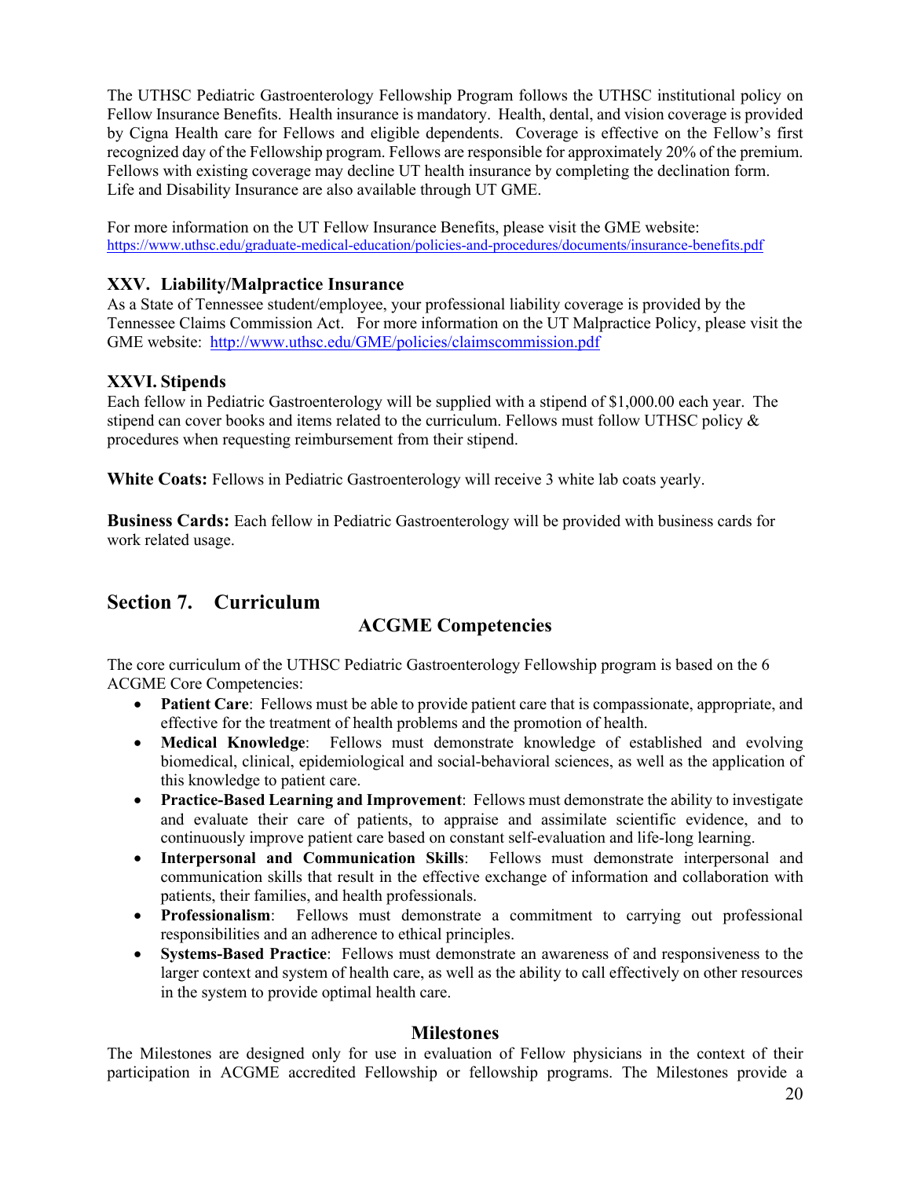The UTHSC Pediatric Gastroenterology Fellowship Program follows the UTHSC institutional policy on Fellow Insurance Benefits. Health insurance is mandatory. Health, dental, and vision coverage is provided by Cigna Health care for Fellows and eligible dependents. Coverage is effective on the Fellow's first recognized day of the Fellowship program. Fellows are responsible for approximately 20% of the premium. Fellows with existing coverage may decline UT health insurance by completing the declination form. Life and Disability Insurance are also available through UT GME.

For more information on the UT Fellow Insurance Benefits, please visit the GME website: https://www.uthsc.edu/graduate-medical-education/policies-and-procedures/documents/insurance-benefits.pdf

### XXV. Liability/Malpractice Insurance

As a State of Tennessee student/employee, your professional liability coverage is provided by the Tennessee Claims Commission Act. For more information on the UT Malpractice Policy, please visit the GME website: http://www.uthsc.edu/GME/policies/claimscommission.pdf

### XXVI. Stipends

Each fellow in Pediatric Gastroenterology will be supplied with a stipend of $1,000.00 each year. The stipend can cover books and items related to the curriculum. Fellows must follow UTHSC policy & procedures when requesting reimbursement from their stipend.

**White Coats:** Fellows in Pediatric Gastroenterology will receive 3 white lab coats yearly.

**Business Cards:** Each fellow in Pediatric Gastroenterology will be provided with business cards for work related usage.

## Section 7. Curriculum

### ACGME Competencies

The core curriculum of the UTHSC Pediatric Gastroenterology Fellowship program is based on the 6 ACGME Core Competencies:

- **Patient Care**: Fellows must be able to provide patient care that is compassionate, appropriate, and effective for the treatment of health problems and the promotion of health.
- **Medical Knowledge**: Fellows must demonstrate knowledge of established and evolving biomedical, clinical, epidemiological and social-behavioral sciences, as well as the application of this knowledge to patient care.
- **Practice-Based Learning and Improvement**: Fellows must demonstrate the ability to investigate and evaluate their care of patients, to appraise and assimilate scientific evidence, and to continuously improve patient care based on constant self-evaluation and life-long learning.
- **Interpersonal and Communication Skills**: Fellows must demonstrate interpersonal and communication skills that result in the effective exchange of information and collaboration with patients, their families, and health professionals.
- **Professionalism**: Fellows must demonstrate a commitment to carrying out professional responsibilities and an adherence to ethical principles.
- **Systems-Based Practice**: Fellows must demonstrate an awareness of and responsiveness to the larger context and system of health care, as well as the ability to call effectively on other resources in the system to provide optimal health care.

### Milestones

The Milestones are designed only for use in evaluation of Fellow physicians in the context of their participation in ACGME accredited Fellowship or fellowship programs. The Milestones provide a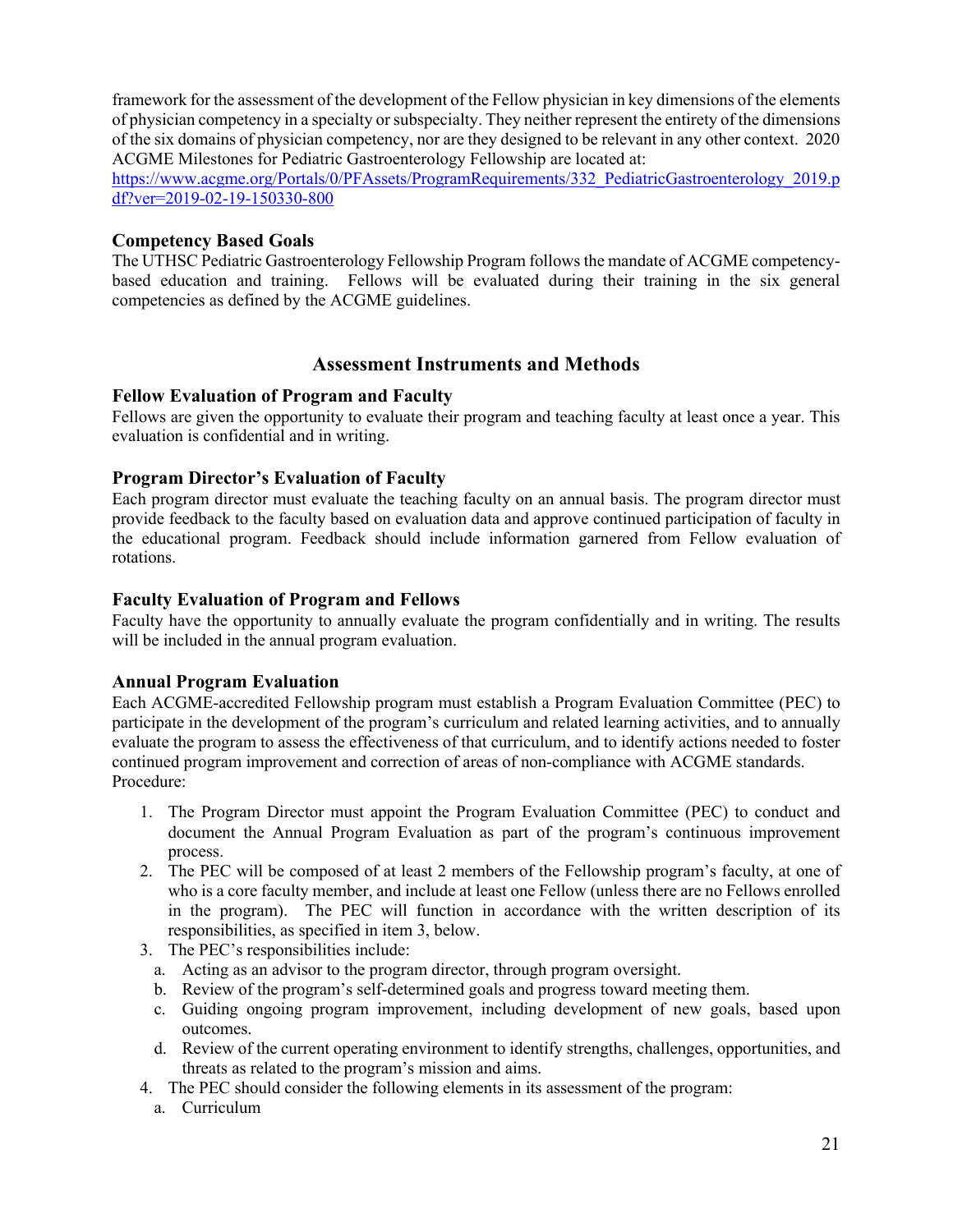framework for the assessment of the development of the Fellow physician in key dimensions of the elements of physician competency in a specialty or subspecialty. They neither represent the entirety of the dimensions of the six domains of physician competency, nor are they designed to be relevant in any other context. 2020 ACGME Milestones for Pediatric Gastroenterology Fellowship are located at: https://www.acgme.org/Portals/0/PFAssets/ProgramRequirements/332_PediatricGastroenterology_2019.pdf?ver=2019-02-19-150330-800

### Competency Based Goals

The UTHSC Pediatric Gastroenterology Fellowship Program follows the mandate of ACGME competency-based education and training. Fellows will be evaluated during their training in the six general competencies as defined by the ACGME guidelines.

## Assessment Instruments and Methods

### Fellow Evaluation of Program and Faculty

Fellows are given the opportunity to evaluate their program and teaching faculty at least once a year. This evaluation is confidential and in writing.

### Program Director's Evaluation of Faculty

Each program director must evaluate the teaching faculty on an annual basis. The program director must provide feedback to the faculty based on evaluation data and approve continued participation of faculty in the educational program. Feedback should include information garnered from Fellow evaluation of rotations.

### Faculty Evaluation of Program and Fellows

Faculty have the opportunity to annually evaluate the program confidentially and in writing. The results will be included in the annual program evaluation.

### Annual Program Evaluation

Each ACGME-accredited Fellowship program must establish a Program Evaluation Committee (PEC) to participate in the development of the program's curriculum and related learning activities, and to annually evaluate the program to assess the effectiveness of that curriculum, and to identify actions needed to foster continued program improvement and correction of areas of non-compliance with ACGME standards. Procedure:

1. The Program Director must appoint the Program Evaluation Committee (PEC) to conduct and document the Annual Program Evaluation as part of the program's continuous improvement process.
2. The PEC will be composed of at least 2 members of the Fellowship program's faculty, at one of who is a core faculty member, and include at least one Fellow (unless there are no Fellows enrolled in the program). The PEC will function in accordance with the written description of its responsibilities, as specified in item 3, below.
3. The PEC's responsibilities include:
   a. Acting as an advisor to the program director, through program oversight.
   b. Review of the program's self-determined goals and progress toward meeting them.
   c. Guiding ongoing program improvement, including development of new goals, based upon outcomes.
   d. Review of the current operating environment to identify strengths, challenges, opportunities, and threats as related to the program's mission and aims.
4. The PEC should consider the following elements in its assessment of the program:
   a. Curriculum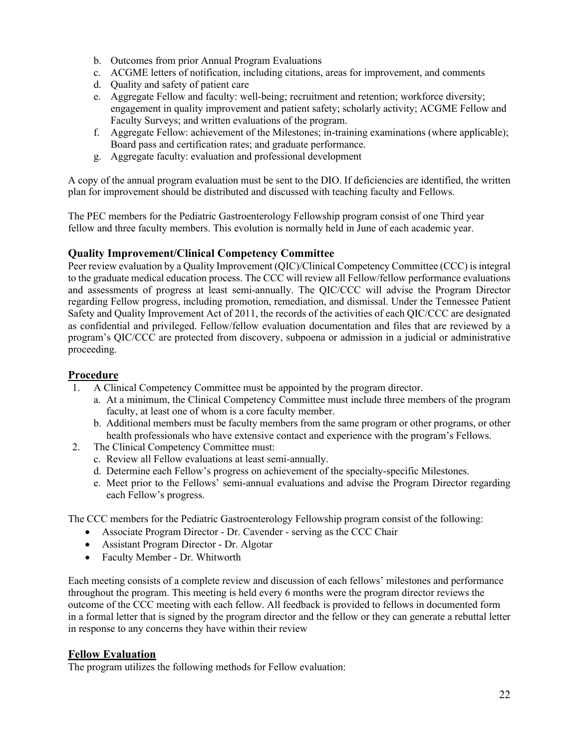b. Outcomes from prior Annual Program Evaluations
c. ACGME letters of notification, including citations, areas for improvement, and comments
d. Quality and safety of patient care
e. Aggregate Fellow and faculty: well-being; recruitment and retention; workforce diversity; engagement in quality improvement and patient safety; scholarly activity; ACGME Fellow and Faculty Surveys; and written evaluations of the program.
f. Aggregate Fellow: achievement of the Milestones; in-training examinations (where applicable); Board pass and certification rates; and graduate performance.
g. Aggregate faculty: evaluation and professional development

A copy of the annual program evaluation must be sent to the DIO. If deficiencies are identified, the written plan for improvement should be distributed and discussed with teaching faculty and Fellows.

The PEC members for the Pediatric Gastroenterology Fellowship program consist of one Third year fellow and three faculty members. This evolution is normally held in June of each academic year.

### Quality Improvement/Clinical Competency Committee

Peer review evaluation by a Quality Improvement (QIC)/Clinical Competency Committee (CCC) is integral to the graduate medical education process. The CCC will review all Fellow/fellow performance evaluations and assessments of progress at least semi-annually. The QIC/CCC will advise the Program Director regarding Fellow progress, including promotion, remediation, and dismissal. Under the Tennessee Patient Safety and Quality Improvement Act of 2011, the records of the activities of each QIC/CCC are designated as confidential and privileged. Fellow/fellow evaluation documentation and files that are reviewed by a program's QIC/CCC are protected from discovery, subpoena or admission in a judicial or administrative proceeding.

### Procedure

1. A Clinical Competency Committee must be appointed by the program director.
   a. At a minimum, the Clinical Competency Committee must include three members of the program faculty, at least one of whom is a core faculty member.
   b. Additional members must be faculty members from the same program or other programs, or other health professionals who have extensive contact and experience with the program's Fellows.
2. The Clinical Competency Committee must:
   c. Review all Fellow evaluations at least semi-annually.
   d. Determine each Fellow's progress on achievement of the specialty-specific Milestones.
   e. Meet prior to the Fellows' semi-annual evaluations and advise the Program Director regarding each Fellow's progress.

The CCC members for the Pediatric Gastroenterology Fellowship program consist of the following:

- Associate Program Director - Dr. Cavender - serving as the CCC Chair
- Assistant Program Director - Dr. Algotar
- Faculty Member - Dr. Whitworth

Each meeting consists of a complete review and discussion of each fellows' milestones and performance throughout the program. This meeting is held every 6 months were the program director reviews the outcome of the CCC meeting with each fellow. All feedback is provided to fellows in documented form in a formal letter that is signed by the program director and the fellow or they can generate a rebuttal letter in response to any concerns they have within their review

### Fellow Evaluation

The program utilizes the following methods for Fellow evaluation: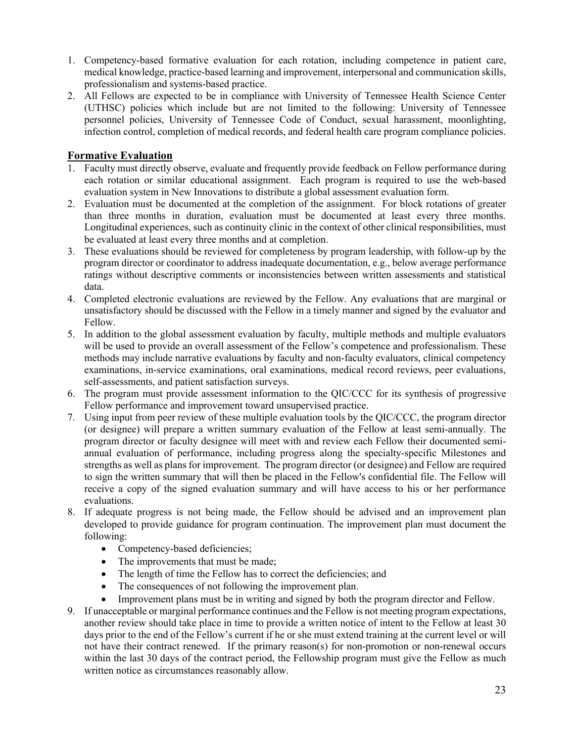1. Competency-based formative evaluation for each rotation, including competence in patient care, medical knowledge, practice-based learning and improvement, interpersonal and communication skills, professionalism and systems-based practice.
2. All Fellows are expected to be in compliance with University of Tennessee Health Science Center (UTHSC) policies which include but are not limited to the following: University of Tennessee personnel policies, University of Tennessee Code of Conduct, sexual harassment, moonlighting, infection control, completion of medical records, and federal health care program compliance policies.

## Formative Evaluation

1. Faculty must directly observe, evaluate and frequently provide feedback on Fellow performance during each rotation or similar educational assignment. Each program is required to use the web-based evaluation system in New Innovations to distribute a global assessment evaluation form.
2. Evaluation must be documented at the completion of the assignment. For block rotations of greater than three months in duration, evaluation must be documented at least every three months. Longitudinal experiences, such as continuity clinic in the context of other clinical responsibilities, must be evaluated at least every three months and at completion.
3. These evaluations should be reviewed for completeness by program leadership, with follow-up by the program director or coordinator to address inadequate documentation, e.g., below average performance ratings without descriptive comments or inconsistencies between written assessments and statistical data.
4. Completed electronic evaluations are reviewed by the Fellow. Any evaluations that are marginal or unsatisfactory should be discussed with the Fellow in a timely manner and signed by the evaluator and Fellow.
5. In addition to the global assessment evaluation by faculty, multiple methods and multiple evaluators will be used to provide an overall assessment of the Fellow's competence and professionalism. These methods may include narrative evaluations by faculty and non-faculty evaluators, clinical competency examinations, in-service examinations, oral examinations, medical record reviews, peer evaluations, self-assessments, and patient satisfaction surveys.
6. The program must provide assessment information to the QIC/CCC for its synthesis of progressive Fellow performance and improvement toward unsupervised practice.
7. Using input from peer review of these multiple evaluation tools by the QIC/CCC, the program director (or designee) will prepare a written summary evaluation of the Fellow at least semi-annually. The program director or faculty designee will meet with and review each Fellow their documented semi-annual evaluation of performance, including progress along the specialty-specific Milestones and strengths as well as plans for improvement. The program director (or designee) and Fellow are required to sign the written summary that will then be placed in the Fellow's confidential file. The Fellow will receive a copy of the signed evaluation summary and will have access to his or her performance evaluations.
8. If adequate progress is not being made, the Fellow should be advised and an improvement plan developed to provide guidance for program continuation. The improvement plan must document the following:
   - Competency-based deficiencies;
   - The improvements that must be made;
   - The length of time the Fellow has to correct the deficiencies; and
   - The consequences of not following the improvement plan.
   - Improvement plans must be in writing and signed by both the program director and Fellow.
9. If unacceptable or marginal performance continues and the Fellow is not meeting program expectations, another review should take place in time to provide a written notice of intent to the Fellow at least 30 days prior to the end of the Fellow's current if he or she must extend training at the current level or will not have their contract renewed. If the primary reason(s) for non-promotion or non-renewal occurs within the last 30 days of the contract period, the Fellowship program must give the Fellow as much written notice as circumstances reasonably allow.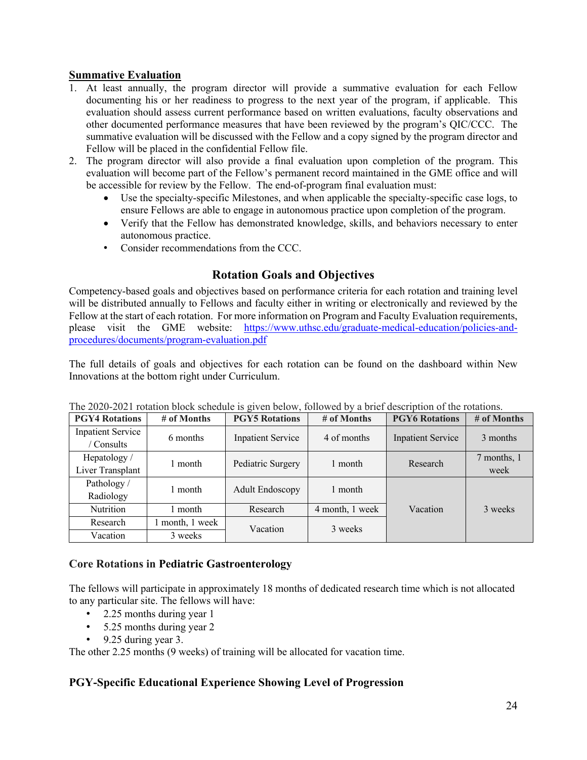**Summative Evaluation**

1. At least annually, the program director will provide a summative evaluation for each Fellow documenting his or her readiness to progress to the next year of the program, if applicable. This evaluation should assess current performance based on written evaluations, faculty observations and other documented performance measures that have been reviewed by the program's QIC/CCC. The summative evaluation will be discussed with the Fellow and a copy signed by the program director and Fellow will be placed in the confidential Fellow file.
2. The program director will also provide a final evaluation upon completion of the program. This evaluation will become part of the Fellow's permanent record maintained in the GME office and will be accessible for review by the Fellow. The end-of-program final evaluation must:
   - Use the specialty-specific Milestones, and when applicable the specialty-specific case logs, to ensure Fellows are able to engage in autonomous practice upon completion of the program.
   - Verify that the Fellow has demonstrated knowledge, skills, and behaviors necessary to enter autonomous practice.
   - Consider recommendations from the CCC.

## Rotation Goals and Objectives

Competency-based goals and objectives based on performance criteria for each rotation and training level will be distributed annually to Fellows and faculty either in writing or electronically and reviewed by the Fellow at the start of each rotation. For more information on Program and Faculty Evaluation requirements, please visit the GME website: [https://www.uthsc.edu/graduate-medical-education/policies-and-procedures/documents/program-evaluation.pdf](https://www.uthsc.edu/graduate-medical-education/policies-and-procedures/documents/program-evaluation.pdf)

The full details of goals and objectives for each rotation can be found on the dashboard within New Innovations at the bottom right under Curriculum.

The 2020-2021 rotation block schedule is given below, followed by a brief description of the rotations.

| PGY4 Rotations | # of Months | PGY5 Rotations | # of Months | PGY6 Rotations | # of Months |
|---|---|---|---|---|---|
| Inpatient Service / Consults | 6 months | Inpatient Service | 4 of months | Inpatient Service | 3 months |
| Hepatology / Liver Transplant | 1 month | Pediatric Surgery | 1 month | Research | 7 months, 1 week |
| Pathology / Radiology | 1 month | Adult Endoscopy | 1 month | Vacation | 3 weeks |
| Nutrition | 1 month | Research | 4 month, 1 week | | |
| Research | 1 month, 1 week | Vacation | 3 weeks | | |
| Vacation | 3 weeks | | | | |

### Core Rotations in Pediatric Gastroenterology

The fellows will participate in approximately 18 months of dedicated research time which is not allocated to any particular site. The fellows will have:

- 2.25 months during year 1
- 5.25 months during year 2
- 9.25 during year 3.

The other 2.25 months (9 weeks) of training will be allocated for vacation time.

### PGY-Specific Educational Experience Showing Level of Progression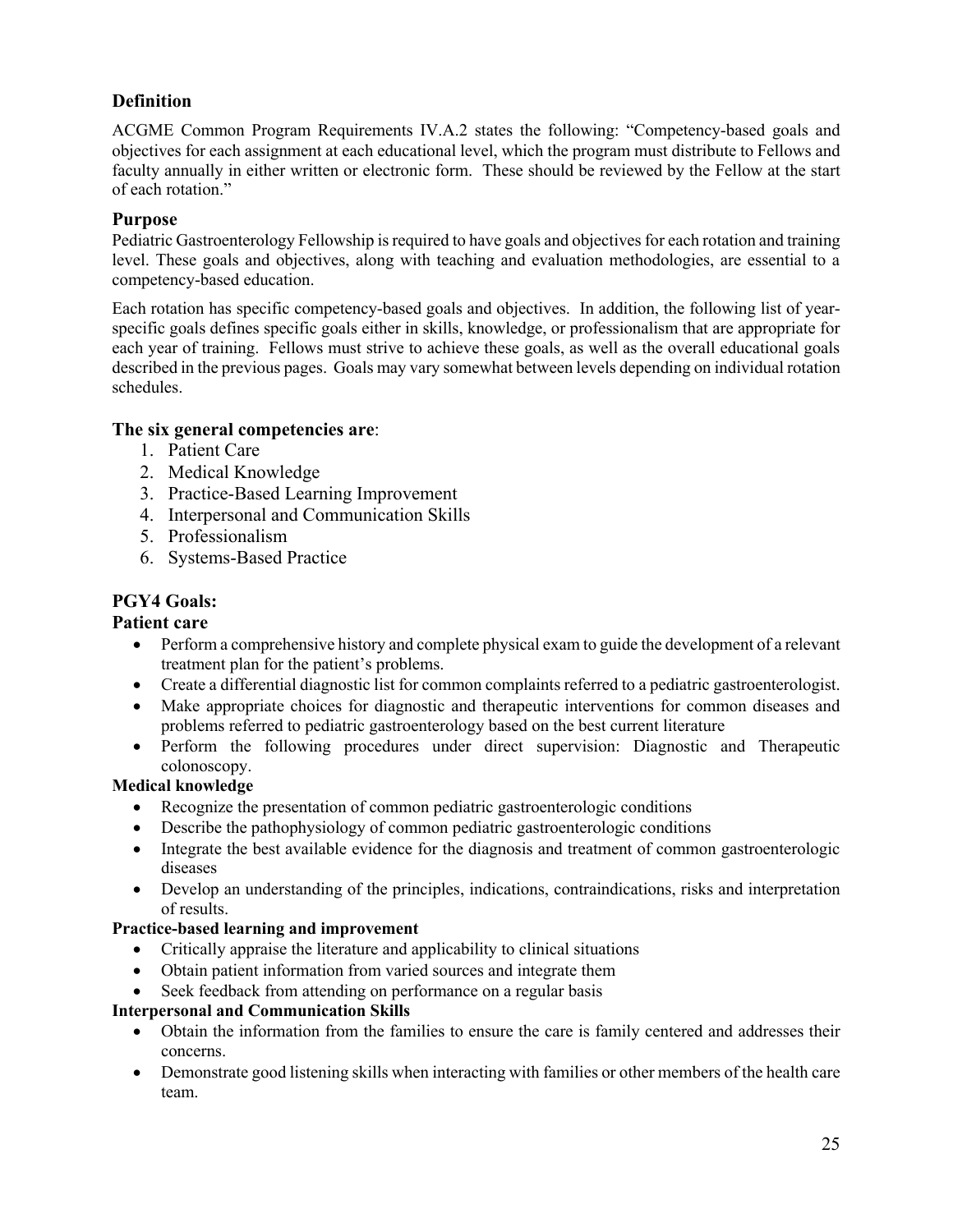## Definition

ACGME Common Program Requirements IV.A.2 states the following: "Competency-based goals and objectives for each assignment at each educational level, which the program must distribute to Fellows and faculty annually in either written or electronic form. These should be reviewed by the Fellow at the start of each rotation."

## Purpose

Pediatric Gastroenterology Fellowship is required to have goals and objectives for each rotation and training level. These goals and objectives, along with teaching and evaluation methodologies, are essential to a competency-based education.

Each rotation has specific competency-based goals and objectives. In addition, the following list of year-specific goals defines specific goals either in skills, knowledge, or professionalism that are appropriate for each year of training. Fellows must strive to achieve these goals, as well as the overall educational goals described in the previous pages. Goals may vary somewhat between levels depending on individual rotation schedules.

### The six general competencies are:

1. Patient Care
2. Medical Knowledge
3. Practice-Based Learning Improvement
4. Interpersonal and Communication Skills
5. Professionalism
6. Systems-Based Practice

## PGY4 Goals:

### Patient care

- Perform a comprehensive history and complete physical exam to guide the development of a relevant treatment plan for the patient's problems.
- Create a differential diagnostic list for common complaints referred to a pediatric gastroenterologist.
- Make appropriate choices for diagnostic and therapeutic interventions for common diseases and problems referred to pediatric gastroenterology based on the best current literature
- Perform the following procedures under direct supervision: Diagnostic and Therapeutic colonoscopy.

**Medical knowledge**

- Recognize the presentation of common pediatric gastroenterologic conditions
- Describe the pathophysiology of common pediatric gastroenterologic conditions
- Integrate the best available evidence for the diagnosis and treatment of common gastroenterologic diseases
- Develop an understanding of the principles, indications, contraindications, risks and interpretation of results.

**Practice-based learning and improvement**

- Critically appraise the literature and applicability to clinical situations
- Obtain patient information from varied sources and integrate them
- Seek feedback from attending on performance on a regular basis

**Interpersonal and Communication Skills**

- Obtain the information from the families to ensure the care is family centered and addresses their concerns.
- Demonstrate good listening skills when interacting with families or other members of the health care team.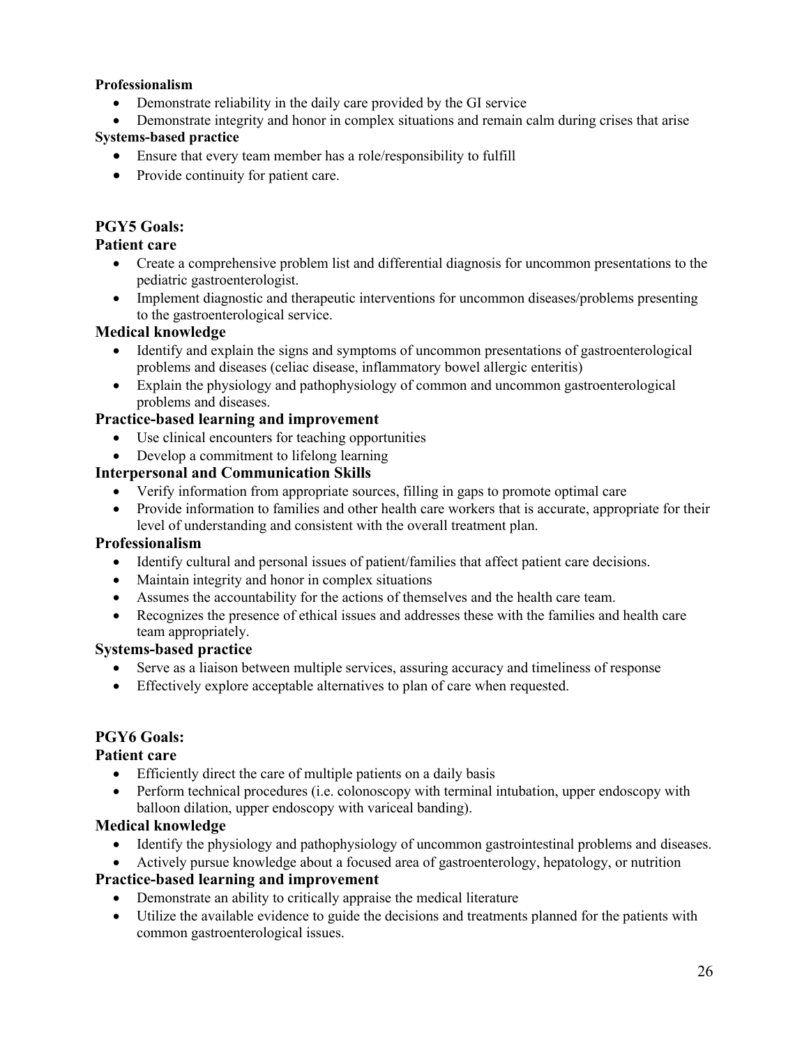**Professionalism**

- Demonstrate reliability in the daily care provided by the GI service
- Demonstrate integrity and honor in complex situations and remain calm during crises that arise

**Systems-based practice**

- Ensure that every team member has a role/responsibility to fulfill
- Provide continuity for patient care.

## PGY5 Goals:

### Patient care

- Create a comprehensive problem list and differential diagnosis for uncommon presentations to the pediatric gastroenterologist.
- Implement diagnostic and therapeutic interventions for uncommon diseases/problems presenting to the gastroenterological service.

### Medical knowledge

- Identify and explain the signs and symptoms of uncommon presentations of gastroenterological problems and diseases (celiac disease, inflammatory bowel allergic enteritis)
- Explain the physiology and pathophysiology of common and uncommon gastroenterological problems and diseases.

### Practice-based learning and improvement

- Use clinical encounters for teaching opportunities
- Develop a commitment to lifelong learning

### Interpersonal and Communication Skills

- Verify information from appropriate sources, filling in gaps to promote optimal care
- Provide information to families and other health care workers that is accurate, appropriate for their level of understanding and consistent with the overall treatment plan.

### Professionalism

- Identify cultural and personal issues of patient/families that affect patient care decisions.
- Maintain integrity and honor in complex situations
- Assumes the accountability for the actions of themselves and the health care team.
- Recognizes the presence of ethical issues and addresses these with the families and health care team appropriately.

### Systems-based practice

- Serve as a liaison between multiple services, assuring accuracy and timeliness of response
- Effectively explore acceptable alternatives to plan of care when requested.

## PGY6 Goals:

### Patient care

- Efficiently direct the care of multiple patients on a daily basis
- Perform technical procedures (i.e. colonoscopy with terminal intubation, upper endoscopy with balloon dilation, upper endoscopy with variceal banding).

### Medical knowledge

- Identify the physiology and pathophysiology of uncommon gastrointestinal problems and diseases.
- Actively pursue knowledge about a focused area of gastroenterology, hepatology, or nutrition

### Practice-based learning and improvement

- Demonstrate an ability to critically appraise the medical literature
- Utilize the available evidence to guide the decisions and treatments planned for the patients with common gastroenterological issues.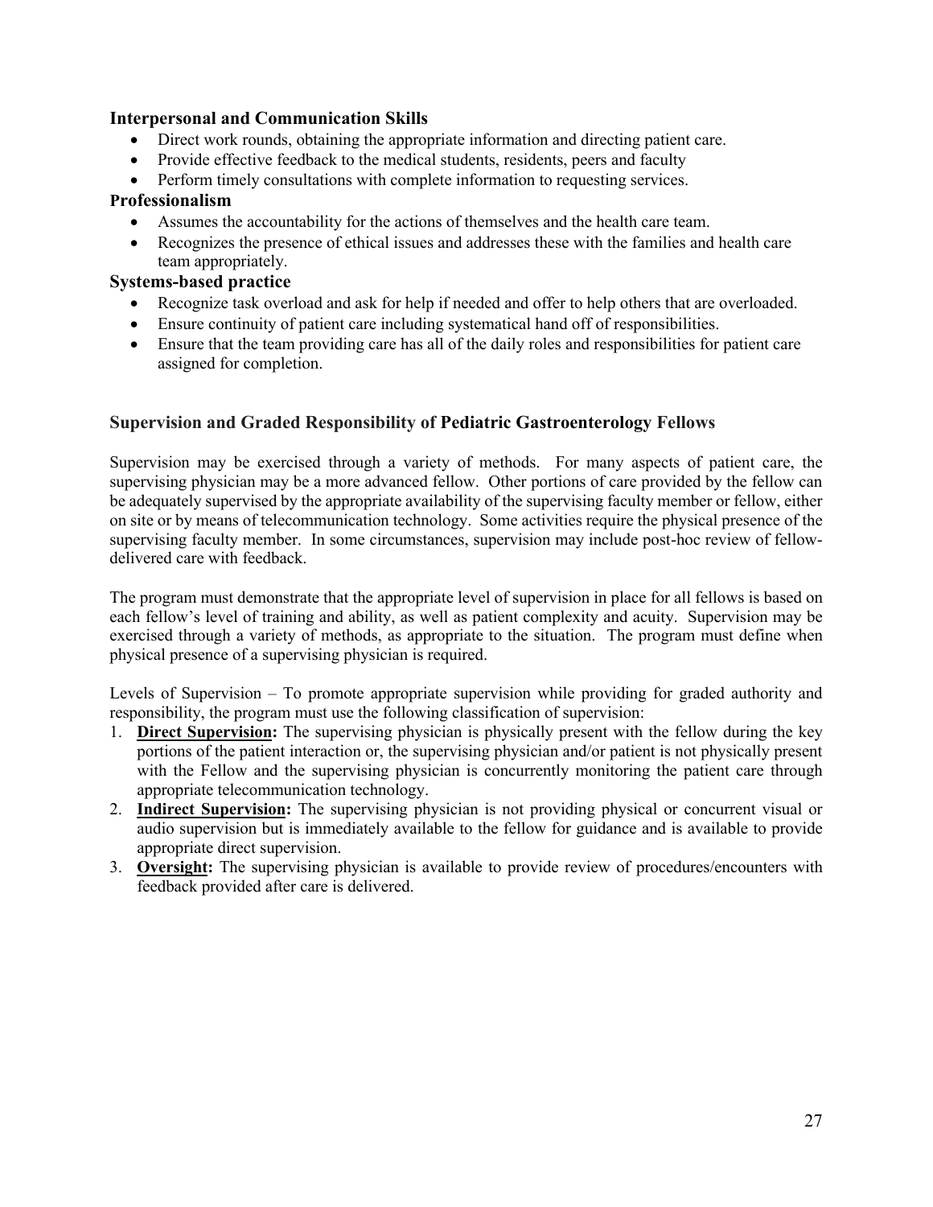### Interpersonal and Communication Skills

- Direct work rounds, obtaining the appropriate information and directing patient care.
- Provide effective feedback to the medical students, residents, peers and faculty
- Perform timely consultations with complete information to requesting services.

### Professionalism

- Assumes the accountability for the actions of themselves and the health care team.
- Recognizes the presence of ethical issues and addresses these with the families and health care team appropriately.

### Systems-based practice

- Recognize task overload and ask for help if needed and offer to help others that are overloaded.
- Ensure continuity of patient care including systematical hand off of responsibilities.
- Ensure that the team providing care has all of the daily roles and responsibilities for patient care assigned for completion.

## Supervision and Graded Responsibility of Pediatric Gastroenterology Fellows

Supervision may be exercised through a variety of methods. For many aspects of patient care, the supervising physician may be a more advanced fellow. Other portions of care provided by the fellow can be adequately supervised by the appropriate availability of the supervising faculty member or fellow, either on site or by means of telecommunication technology. Some activities require the physical presence of the supervising faculty member. In some circumstances, supervision may include post-hoc review of fellow-delivered care with feedback.

The program must demonstrate that the appropriate level of supervision in place for all fellows is based on each fellow's level of training and ability, as well as patient complexity and acuity. Supervision may be exercised through a variety of methods, as appropriate to the situation. The program must define when physical presence of a supervising physician is required.

Levels of Supervision – To promote appropriate supervision while providing for graded authority and responsibility, the program must use the following classification of supervision:

1. **Direct Supervision:** The supervising physician is physically present with the fellow during the key portions of the patient interaction or, the supervising physician and/or patient is not physically present with the Fellow and the supervising physician is concurrently monitoring the patient care through appropriate telecommunication technology.
2. **Indirect Supervision:** The supervising physician is not providing physical or concurrent visual or audio supervision but is immediately available to the fellow for guidance and is available to provide appropriate direct supervision.
3. **Oversight:** The supervising physician is available to provide review of procedures/encounters with feedback provided after care is delivered.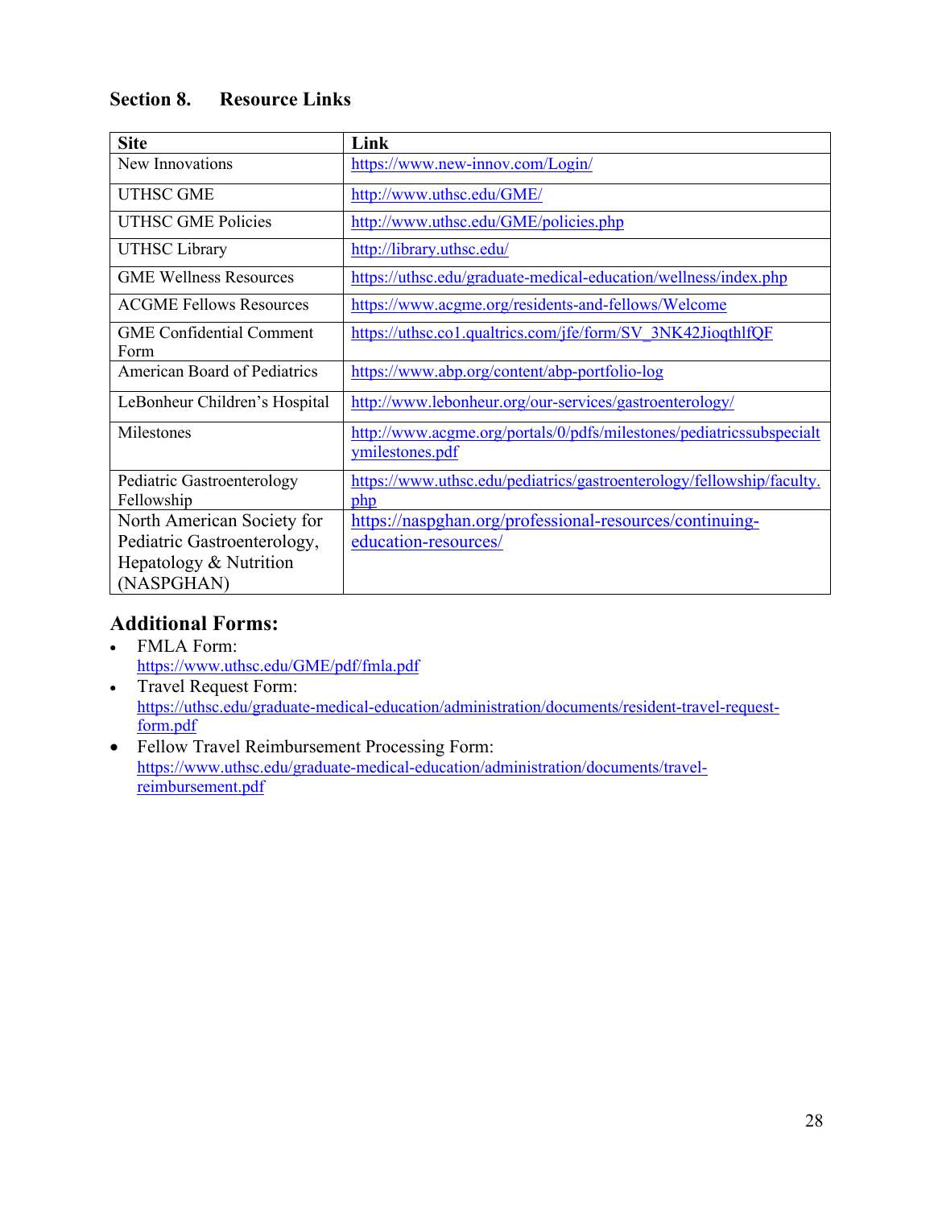## Section 8. Resource Links

| Site | Link |
|---|---|
| New Innovations | https://www.new-innov.com/Login/ |
| UTHSC GME | http://www.uthsc.edu/GME/ |
| UTHSC GME Policies | http://www.uthsc.edu/GME/policies.php |
| UTHSC Library | http://library.uthsc.edu/ |
| GME Wellness Resources | https://uthsc.edu/graduate-medical-education/wellness/index.php |
| ACGME Fellows Resources | https://www.acgme.org/residents-and-fellows/Welcome |
| GME Confidential Comment Form | https://uthsc.co1.qualtrics.com/jfe/form/SV_3NK42JioqthlfQF |
| American Board of Pediatrics | https://www.abp.org/content/abp-portfolio-log |
| LeBonheur Children's Hospital | http://www.lebonheur.org/our-services/gastroenterology/ |
| Milestones | http://www.acgme.org/portals/0/pdfs/milestones/pediatricssubspecialtymilestones.pdf |
| Pediatric Gastroenterology Fellowship | https://www.uthsc.edu/pediatrics/gastroenterology/fellowship/faculty.php |
| North American Society for Pediatric Gastroenterology, Hepatology & Nutrition (NASPGHAN) | https://naspghan.org/professional-resources/continuing-education-resources/ |

## Additional Forms:

- FMLA Form:
  https://www.uthsc.edu/GME/pdf/fmla.pdf
- Travel Request Form:
  https://uthsc.edu/graduate-medical-education/administration/documents/resident-travel-request-form.pdf
- Fellow Travel Reimbursement Processing Form:
  https://www.uthsc.edu/graduate-medical-education/administration/documents/travel-reimbursement.pdf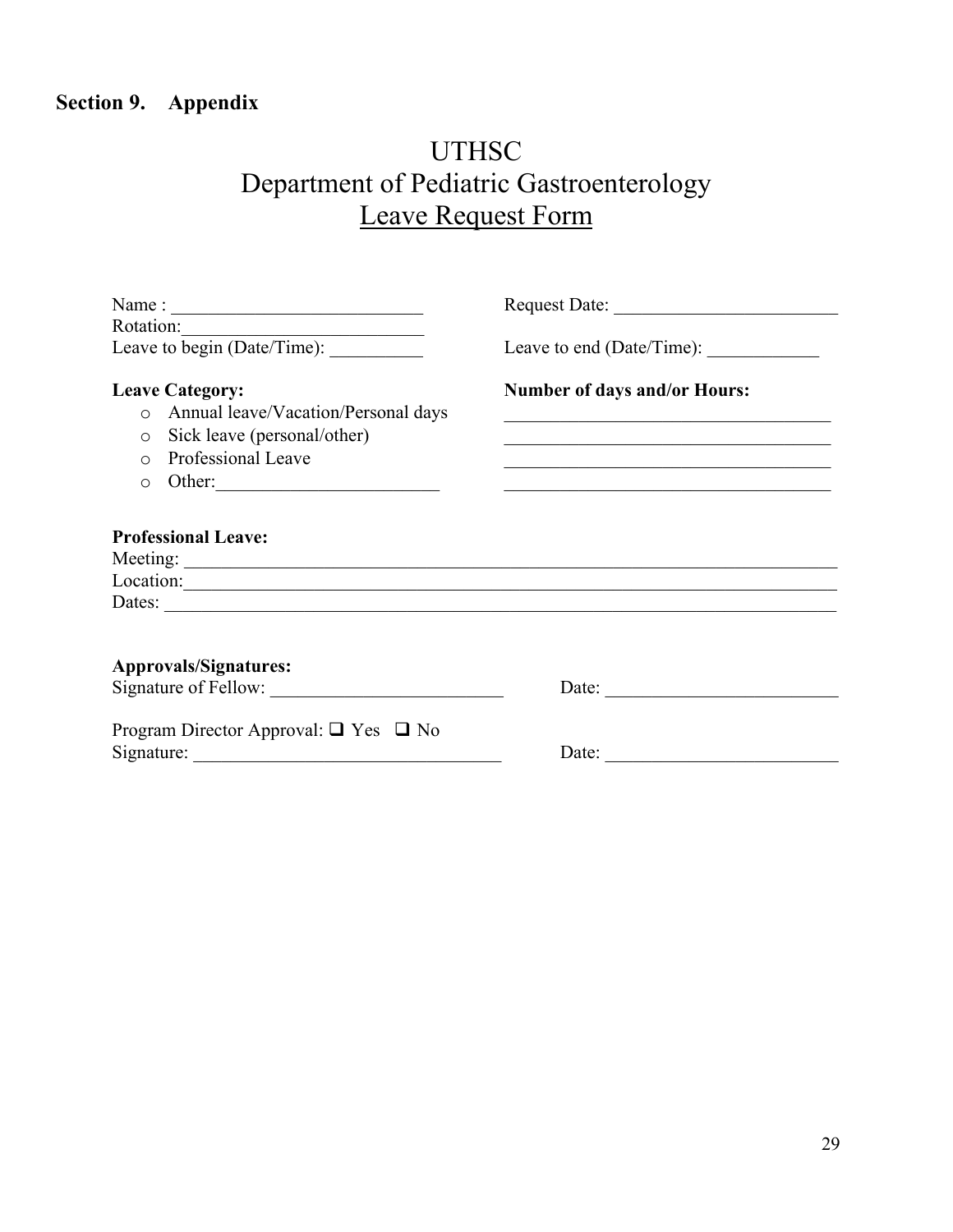## Section 9. Appendix

# UTHSC
# Department of Pediatric Gastroenterology
# Leave Request Form

Name : ___________________________ Request Date: ________________________

Rotation:__________________________

Leave to begin (Date/Time): __________ Leave to end (Date/Time): ____________

**Leave Category:**

- o Annual leave/Vacation/Personal days
- o Sick leave (personal/other)
- o Professional Leave
- o Other:________________________

**Number of days and/or Hours:**

___________________________________

___________________________________

___________________________________

___________________________________

**Professional Leave:**

Meeting: ___________________________________________________________________________

Location:___________________________________________________________________________

Dates: _____________________________________________________________________________

**Approvals/Signatures:**

Signature of Fellow: __________________________ Date: _________________________

Program Director Approval: ❑ Yes ❑ No

Signature: _________________________________ Date: _________________________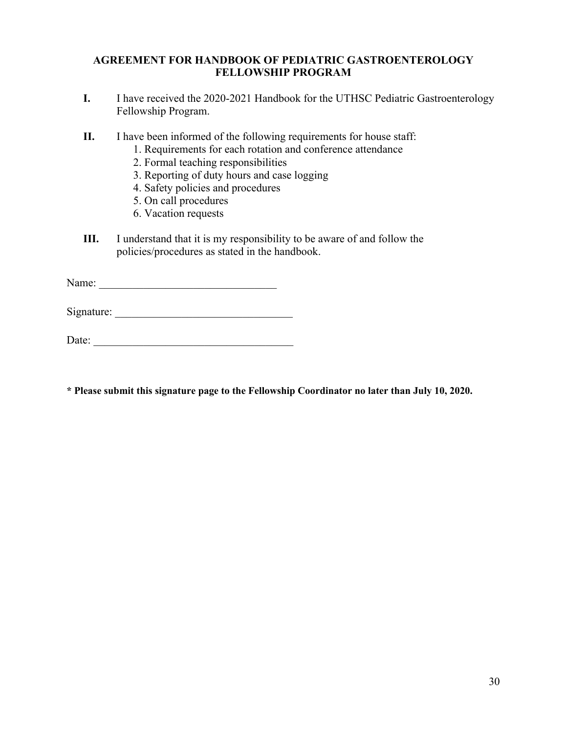## AGREEMENT FOR HANDBOOK OF PEDIATRIC GASTROENTEROLOGY FELLOWSHIP PROGRAM

**I.** I have received the 2020-2021 Handbook for the UTHSC Pediatric Gastroenterology Fellowship Program.

**II.** I have been informed of the following requirements for house staff:

1. Requirements for each rotation and conference attendance
2. Formal teaching responsibilities
3. Reporting of duty hours and case logging
4. Safety policies and procedures
5. On call procedures
6. Vacation requests

**III.** I understand that it is my responsibility to be aware of and follow the policies/procedures as stated in the handbook.

Name: ________________________________

Signature: ________________________________

Date: ____________________________________

**\* Please submit this signature page to the Fellowship Coordinator no later than July 10, 2020.**